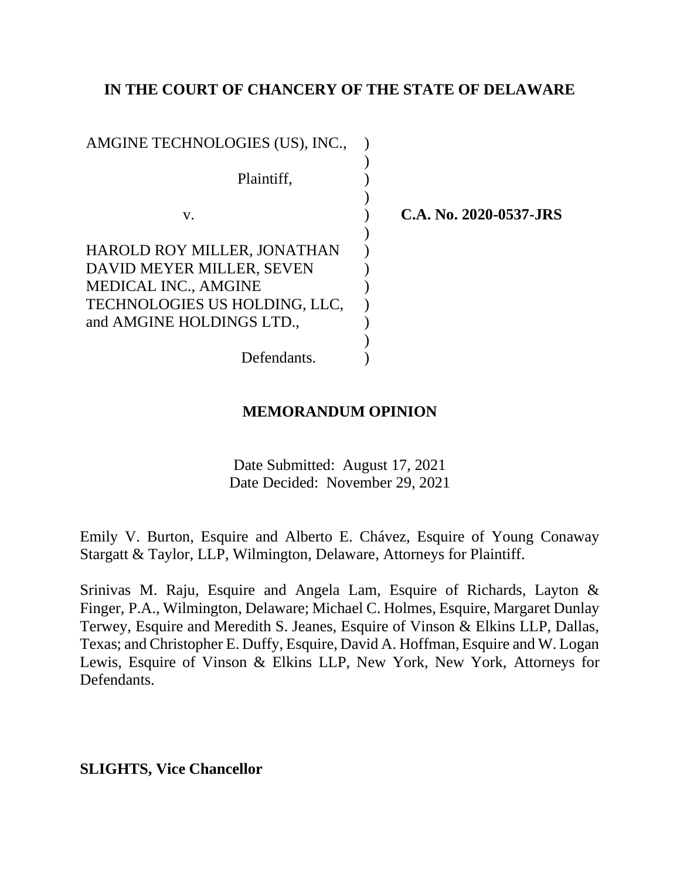**IN THE COURT OF CHANCERY OF THE STATE OF DELAWARE**

AMGINE TECHNOLOGIES (US), INC., )
)
Plaintiff, )
)
v. ) **C.A. No. 2020-0537-JRS**
)
HAROLD ROY MILLER, JONATHAN )
DAVID MEYER MILLER, SEVEN )
MEDICAL INC., AMGINE )
TECHNOLOGIES US HOLDING, LLC, )
and AMGINE HOLDINGS LTD., )
)
Defendants. )

**MEMORANDUM OPINION**

Date Submitted: August 17, 2021
Date Decided: November 29, 2021

Emily V. Burton, Esquire and Alberto E. Chávez, Esquire of Young Conaway Stargatt & Taylor, LLP, Wilmington, Delaware, Attorneys for Plaintiff.

Srinivas M. Raju, Esquire and Angela Lam, Esquire of Richards, Layton & Finger, P.A., Wilmington, Delaware; Michael C. Holmes, Esquire, Margaret Dunlay Terwey, Esquire and Meredith S. Jeanes, Esquire of Vinson & Elkins LLP, Dallas, Texas; and Christopher E. Duffy, Esquire, David A. Hoffman, Esquire and W. Logan Lewis, Esquire of Vinson & Elkins LLP, New York, New York, Attorneys for Defendants.

**SLIGHTS, Vice Chancellor**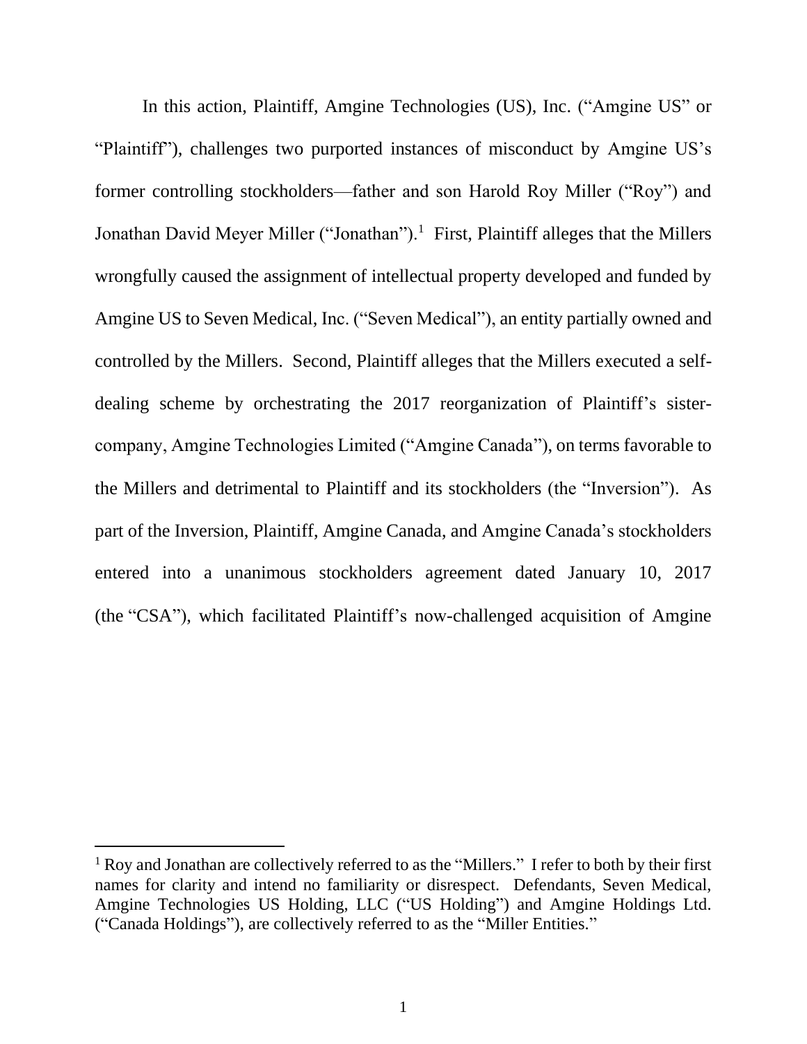In this action, Plaintiff, Amgine Technologies (US), Inc. ("Amgine US" or "Plaintiff"), challenges two purported instances of misconduct by Amgine US's former controlling stockholders—father and son Harold Roy Miller ("Roy") and Jonathan David Meyer Miller ("Jonathan").[1] First, Plaintiff alleges that the Millers wrongfully caused the assignment of intellectual property developed and funded by Amgine US to Seven Medical, Inc. ("Seven Medical"), an entity partially owned and controlled by the Millers. Second, Plaintiff alleges that the Millers executed a self-dealing scheme by orchestrating the 2017 reorganization of Plaintiff's sister-company, Amgine Technologies Limited ("Amgine Canada"), on terms favorable to the Millers and detrimental to Plaintiff and its stockholders (the "Inversion"). As part of the Inversion, Plaintiff, Amgine Canada, and Amgine Canada's stockholders entered into a unanimous stockholders agreement dated January 10, 2017 (the "CSA"), which facilitated Plaintiff's now-challenged acquisition of Amgine

[1] Roy and Jonathan are collectively referred to as the "Millers." I refer to both by their first names for clarity and intend no familiarity or disrespect. Defendants, Seven Medical, Amgine Technologies US Holding, LLC ("US Holding") and Amgine Holdings Ltd. ("Canada Holdings"), are collectively referred to as the "Miller Entities."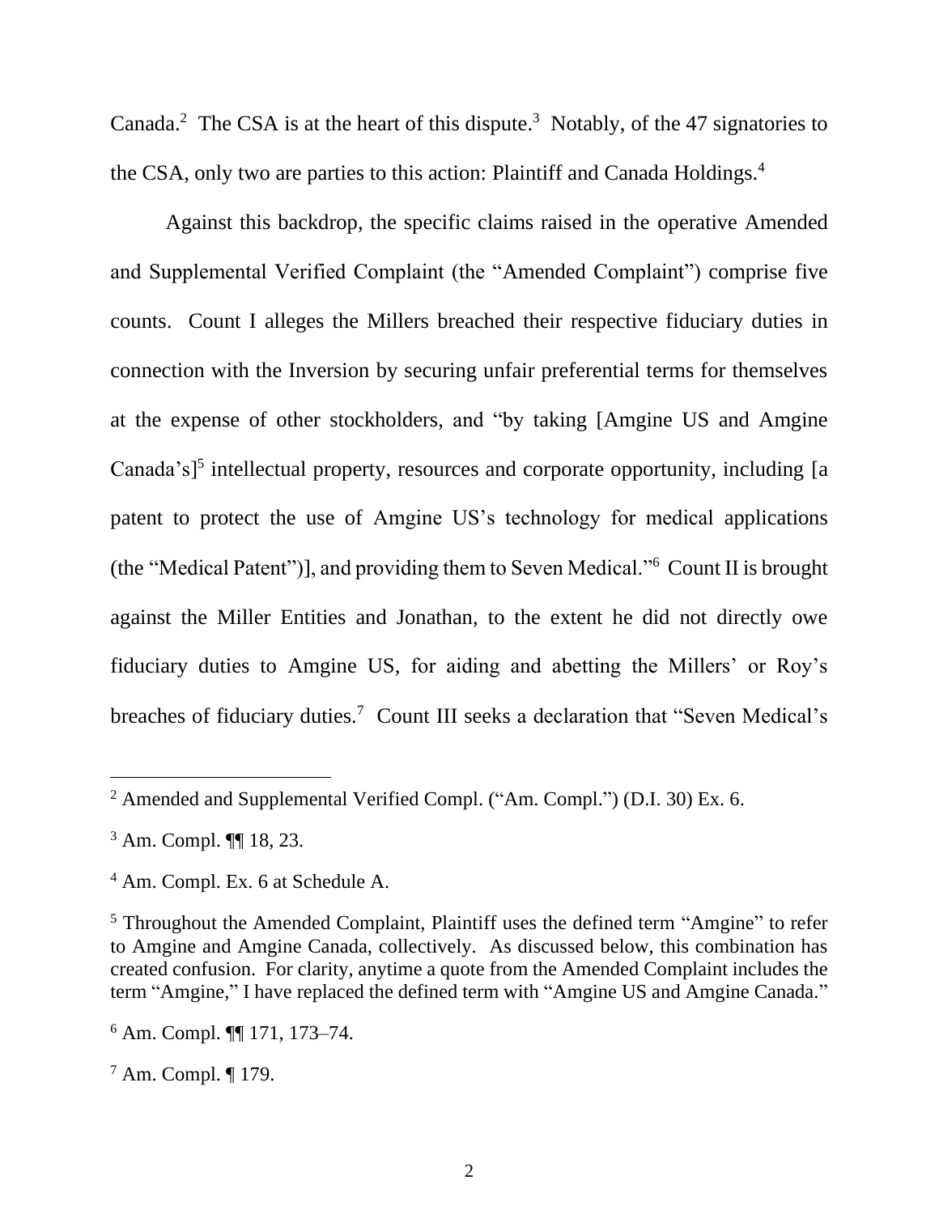Canada.[2] The CSA is at the heart of this dispute.[3] Notably, of the 47 signatories to the CSA, only two are parties to this action: Plaintiff and Canada Holdings.[4]

Against this backdrop, the specific claims raised in the operative Amended and Supplemental Verified Complaint (the "Amended Complaint") comprise five counts. Count I alleges the Millers breached their respective fiduciary duties in connection with the Inversion by securing unfair preferential terms for themselves at the expense of other stockholders, and "by taking [Amgine US and Amgine Canada's][5] intellectual property, resources and corporate opportunity, including [a patent to protect the use of Amgine US's technology for medical applications (the "Medical Patent")], and providing them to Seven Medical."[6] Count II is brought against the Miller Entities and Jonathan, to the extent he did not directly owe fiduciary duties to Amgine US, for aiding and abetting the Millers' or Roy's breaches of fiduciary duties.[7] Count III seeks a declaration that "Seven Medical's

---

[2] Amended and Supplemental Verified Compl. ("Am. Compl.") (D.I. 30) Ex. 6.

[3] Am. Compl. ¶¶ 18, 23.

[4] Am. Compl. Ex. 6 at Schedule A.

[5] Throughout the Amended Complaint, Plaintiff uses the defined term "Amgine" to refer to Amgine and Amgine Canada, collectively. As discussed below, this combination has created confusion. For clarity, anytime a quote from the Amended Complaint includes the term "Amgine," I have replaced the defined term with "Amgine US and Amgine Canada."

[6] Am. Compl. ¶¶ 171, 173–74.

[7] Am. Compl. ¶ 179.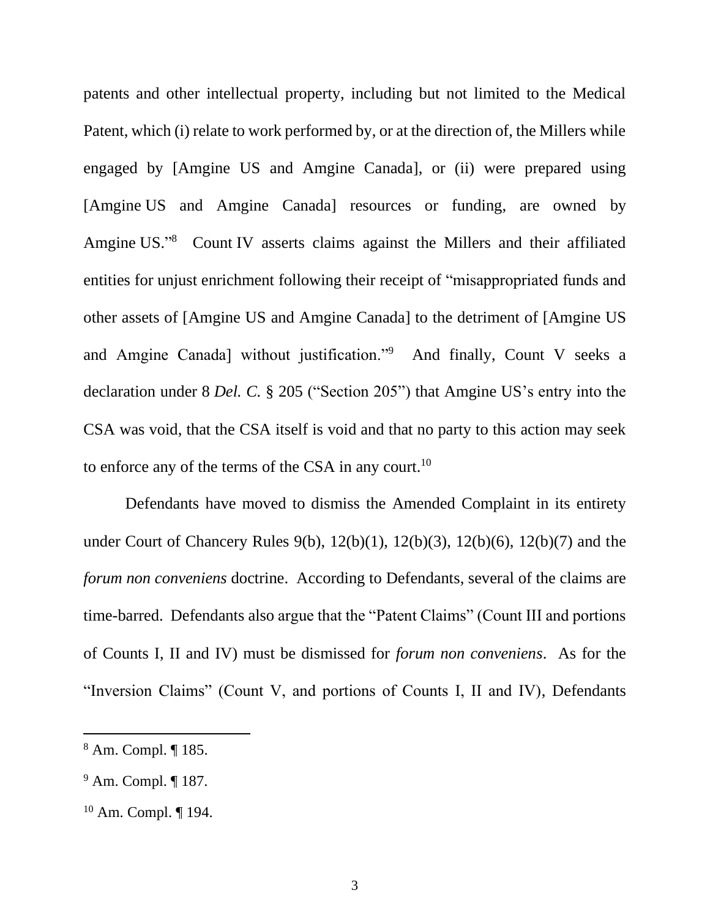patents and other intellectual property, including but not limited to the Medical Patent, which (i) relate to work performed by, or at the direction of, the Millers while engaged by [Amgine US and Amgine Canada], or (ii) were prepared using [Amgine US and Amgine Canada] resources or funding, are owned by Amgine US."[8] Count IV asserts claims against the Millers and their affiliated entities for unjust enrichment following their receipt of "misappropriated funds and other assets of [Amgine US and Amgine Canada] to the detriment of [Amgine US and Amgine Canada] without justification."[9] And finally, Count V seeks a declaration under 8 *Del. C.* § 205 ("Section 205") that Amgine US's entry into the CSA was void, that the CSA itself is void and that no party to this action may seek to enforce any of the terms of the CSA in any court.[10]

Defendants have moved to dismiss the Amended Complaint in its entirety under Court of Chancery Rules 9(b), 12(b)(1), 12(b)(3), 12(b)(6), 12(b)(7) and the *forum non conveniens* doctrine. According to Defendants, several of the claims are time-barred. Defendants also argue that the "Patent Claims" (Count III and portions of Counts I, II and IV) must be dismissed for *forum non conveniens*. As for the "Inversion Claims" (Count V, and portions of Counts I, II and IV), Defendants

[8] Am. Compl. ¶ 185.

[9] Am. Compl. ¶ 187.

[10] Am. Compl. ¶ 194.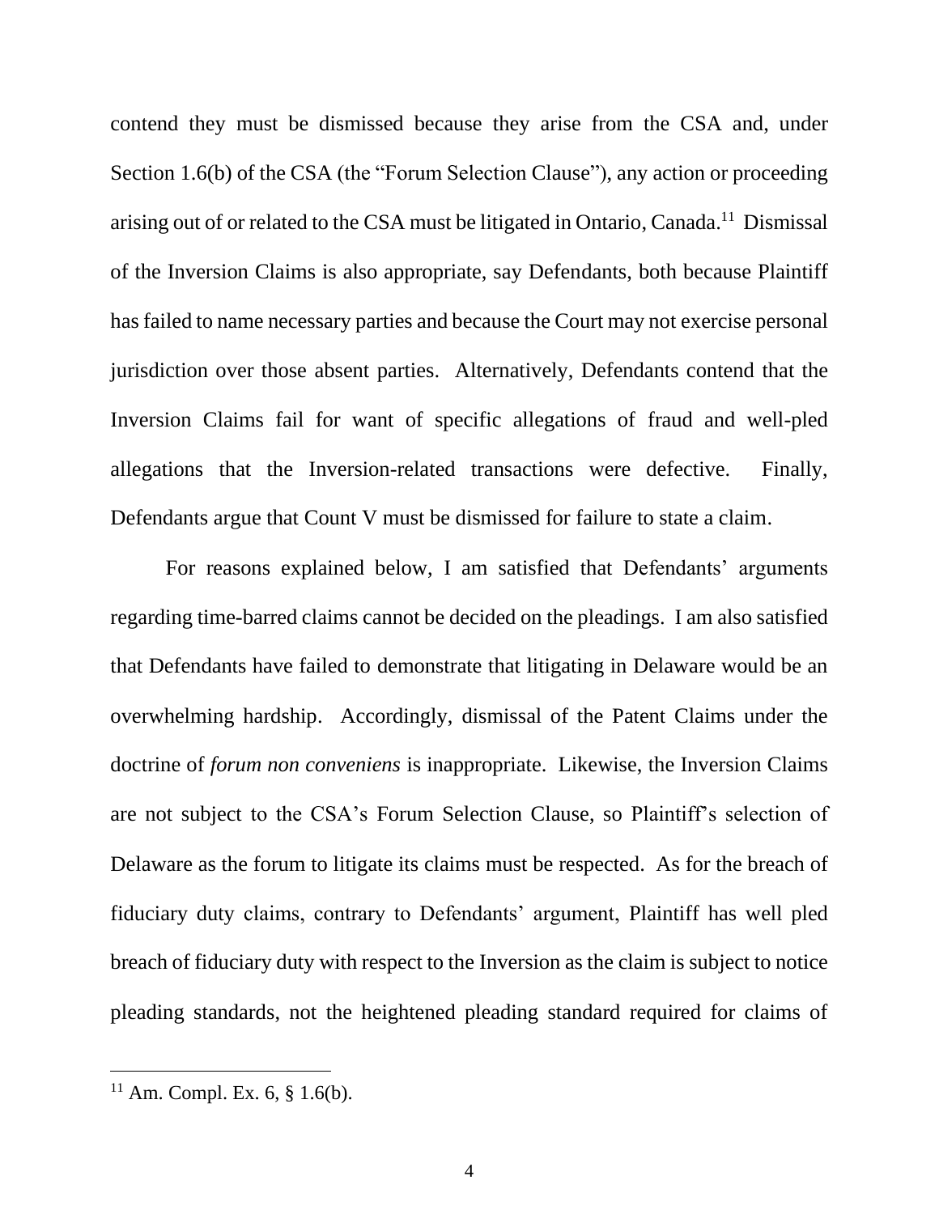contend they must be dismissed because they arise from the CSA and, under Section 1.6(b) of the CSA (the "Forum Selection Clause"), any action or proceeding arising out of or related to the CSA must be litigated in Ontario, Canada.[11] Dismissal of the Inversion Claims is also appropriate, say Defendants, both because Plaintiff has failed to name necessary parties and because the Court may not exercise personal jurisdiction over those absent parties. Alternatively, Defendants contend that the Inversion Claims fail for want of specific allegations of fraud and well-pled allegations that the Inversion-related transactions were defective. Finally, Defendants argue that Count V must be dismissed for failure to state a claim.

For reasons explained below, I am satisfied that Defendants' arguments regarding time-barred claims cannot be decided on the pleadings. I am also satisfied that Defendants have failed to demonstrate that litigating in Delaware would be an overwhelming hardship. Accordingly, dismissal of the Patent Claims under the doctrine of *forum non conveniens* is inappropriate. Likewise, the Inversion Claims are not subject to the CSA's Forum Selection Clause, so Plaintiff's selection of Delaware as the forum to litigate its claims must be respected. As for the breach of fiduciary duty claims, contrary to Defendants' argument, Plaintiff has well pled breach of fiduciary duty with respect to the Inversion as the claim is subject to notice pleading standards, not the heightened pleading standard required for claims of

[11] Am. Compl. Ex. 6, § 1.6(b).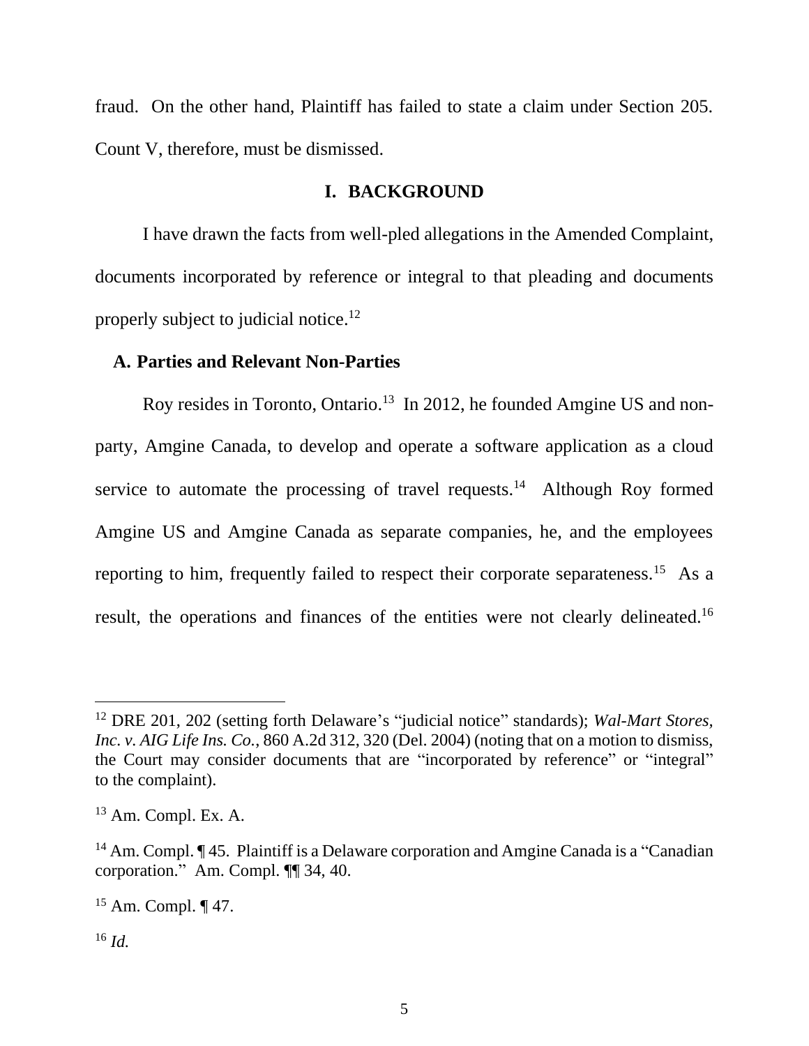fraud. On the other hand, Plaintiff has failed to state a claim under Section 205. Count V, therefore, must be dismissed.

## I. BACKGROUND

I have drawn the facts from well-pled allegations in the Amended Complaint, documents incorporated by reference or integral to that pleading and documents properly subject to judicial notice.[12]

### A. Parties and Relevant Non-Parties

Roy resides in Toronto, Ontario.[13] In 2012, he founded Amgine US and non-party, Amgine Canada, to develop and operate a software application as a cloud service to automate the processing of travel requests.[14] Although Roy formed Amgine US and Amgine Canada as separate companies, he, and the employees reporting to him, frequently failed to respect their corporate separateness.[15] As a result, the operations and finances of the entities were not clearly delineated.[16]

---

[12] DRE 201, 202 (setting forth Delaware's "judicial notice" standards); *Wal-Mart Stores, Inc. v. AIG Life Ins. Co.*, 860 A.2d 312, 320 (Del. 2004) (noting that on a motion to dismiss, the Court may consider documents that are "incorporated by reference" or "integral" to the complaint).

[13] Am. Compl. Ex. A.

[14] Am. Compl. ¶ 45. Plaintiff is a Delaware corporation and Amgine Canada is a "Canadian corporation." Am. Compl. ¶¶ 34, 40.

[15] Am. Compl. ¶ 47.

[16] *Id.*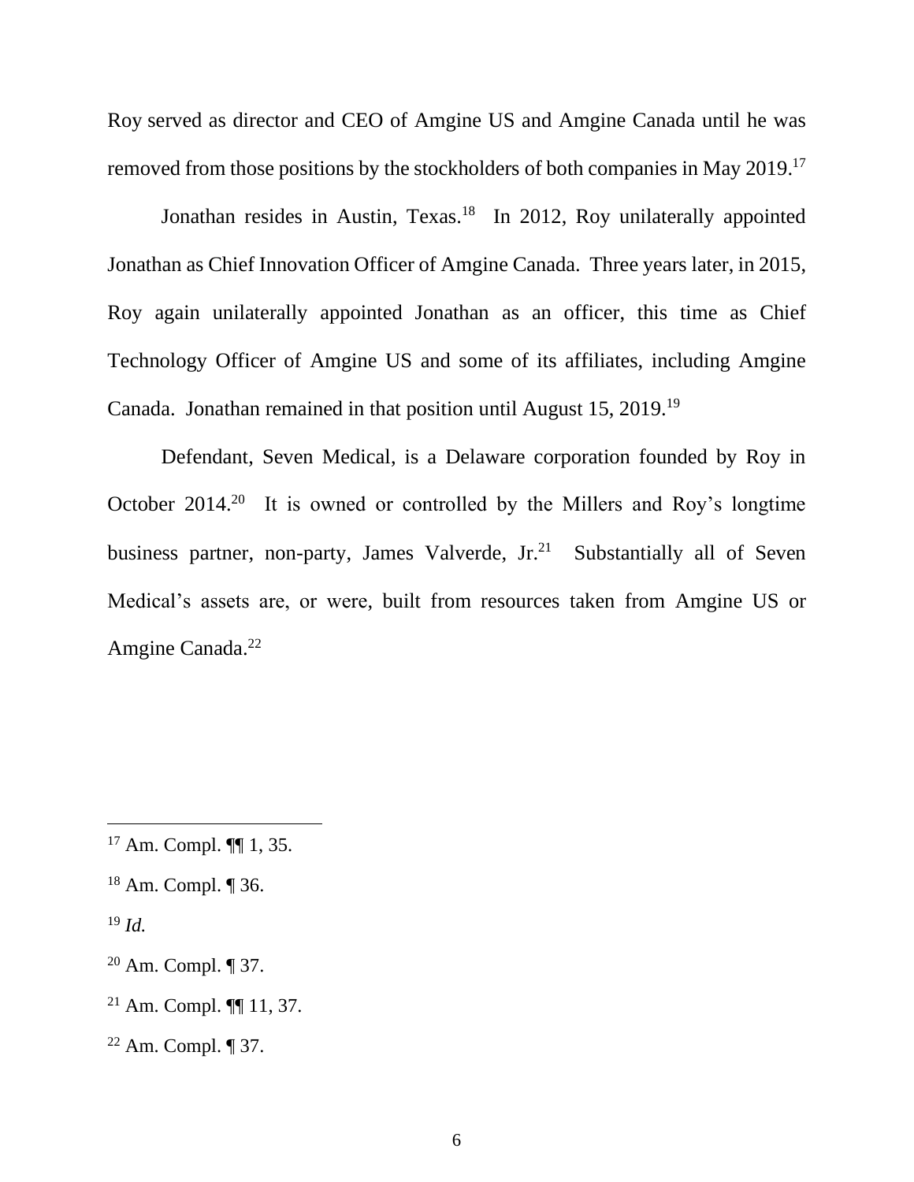Roy served as director and CEO of Amgine US and Amgine Canada until he was removed from those positions by the stockholders of both companies in May 2019.[17]

Jonathan resides in Austin, Texas.[18] In 2012, Roy unilaterally appointed Jonathan as Chief Innovation Officer of Amgine Canada. Three years later, in 2015, Roy again unilaterally appointed Jonathan as an officer, this time as Chief Technology Officer of Amgine US and some of its affiliates, including Amgine Canada. Jonathan remained in that position until August 15, 2019.[19]

Defendant, Seven Medical, is a Delaware corporation founded by Roy in October 2014.[20] It is owned or controlled by the Millers and Roy's longtime business partner, non-party, James Valverde, Jr.[21] Substantially all of Seven Medical's assets are, or were, built from resources taken from Amgine US or Amgine Canada.[22]

---

[17] Am. Compl. ¶¶ 1, 35.

[18] Am. Compl. ¶ 36.

[19] *Id.*

[20] Am. Compl. ¶ 37.

[21] Am. Compl. ¶¶ 11, 37.

[22] Am. Compl. ¶ 37.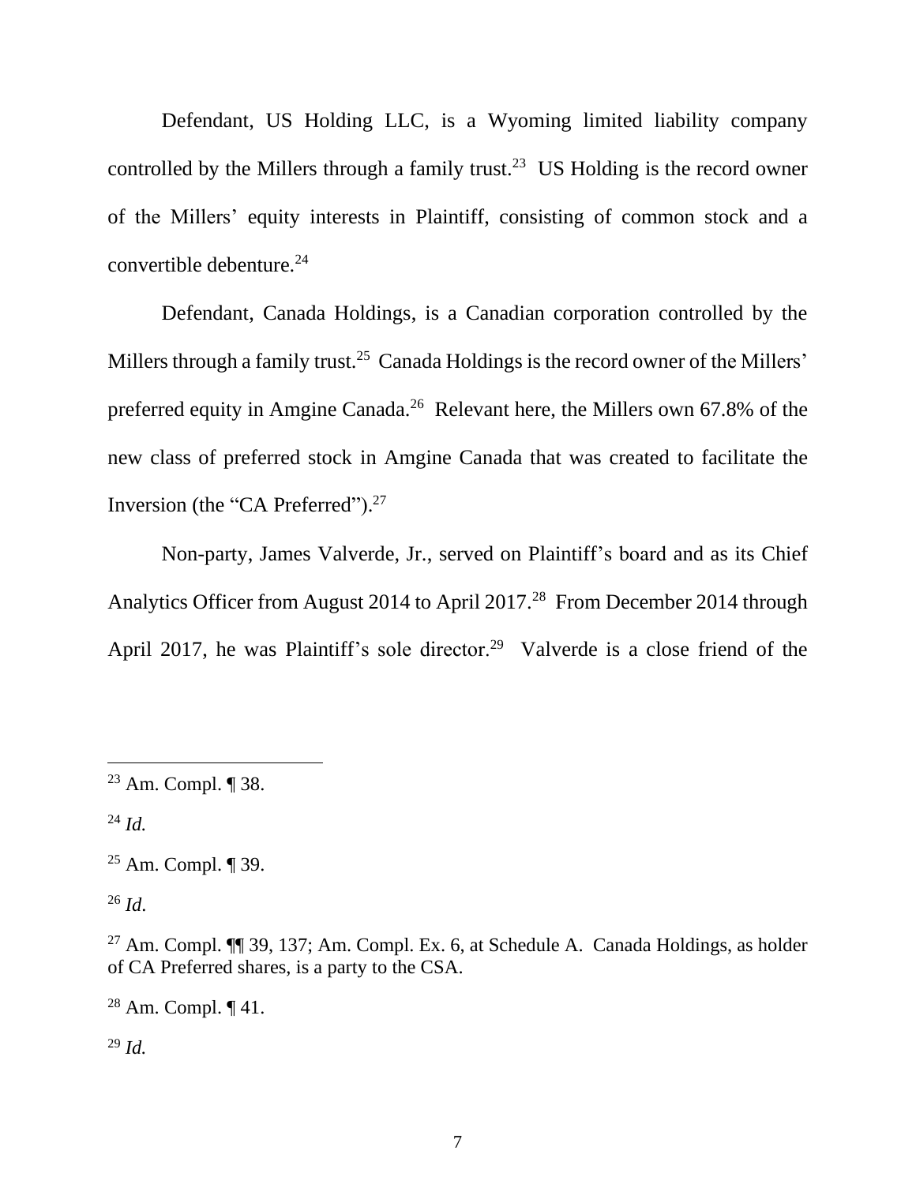Defendant, US Holding LLC, is a Wyoming limited liability company controlled by the Millers through a family trust.[23] US Holding is the record owner of the Millers' equity interests in Plaintiff, consisting of common stock and a convertible debenture.[24]

Defendant, Canada Holdings, is a Canadian corporation controlled by the Millers through a family trust.[25] Canada Holdings is the record owner of the Millers' preferred equity in Amgine Canada.[26] Relevant here, the Millers own 67.8% of the new class of preferred stock in Amgine Canada that was created to facilitate the Inversion (the "CA Preferred").[27]

Non-party, James Valverde, Jr., served on Plaintiff's board and as its Chief Analytics Officer from August 2014 to April 2017.[28] From December 2014 through April 2017, he was Plaintiff's sole director.[29] Valverde is a close friend of the

---

[23] Am. Compl. ¶ 38.

[24] *Id.*

[25] Am. Compl. ¶ 39.

[26] *Id*.

[27] Am. Compl. ¶¶ 39, 137; Am. Compl. Ex. 6, at Schedule A. Canada Holdings, as holder of CA Preferred shares, is a party to the CSA.

[28] Am. Compl. ¶ 41.

[29] *Id.*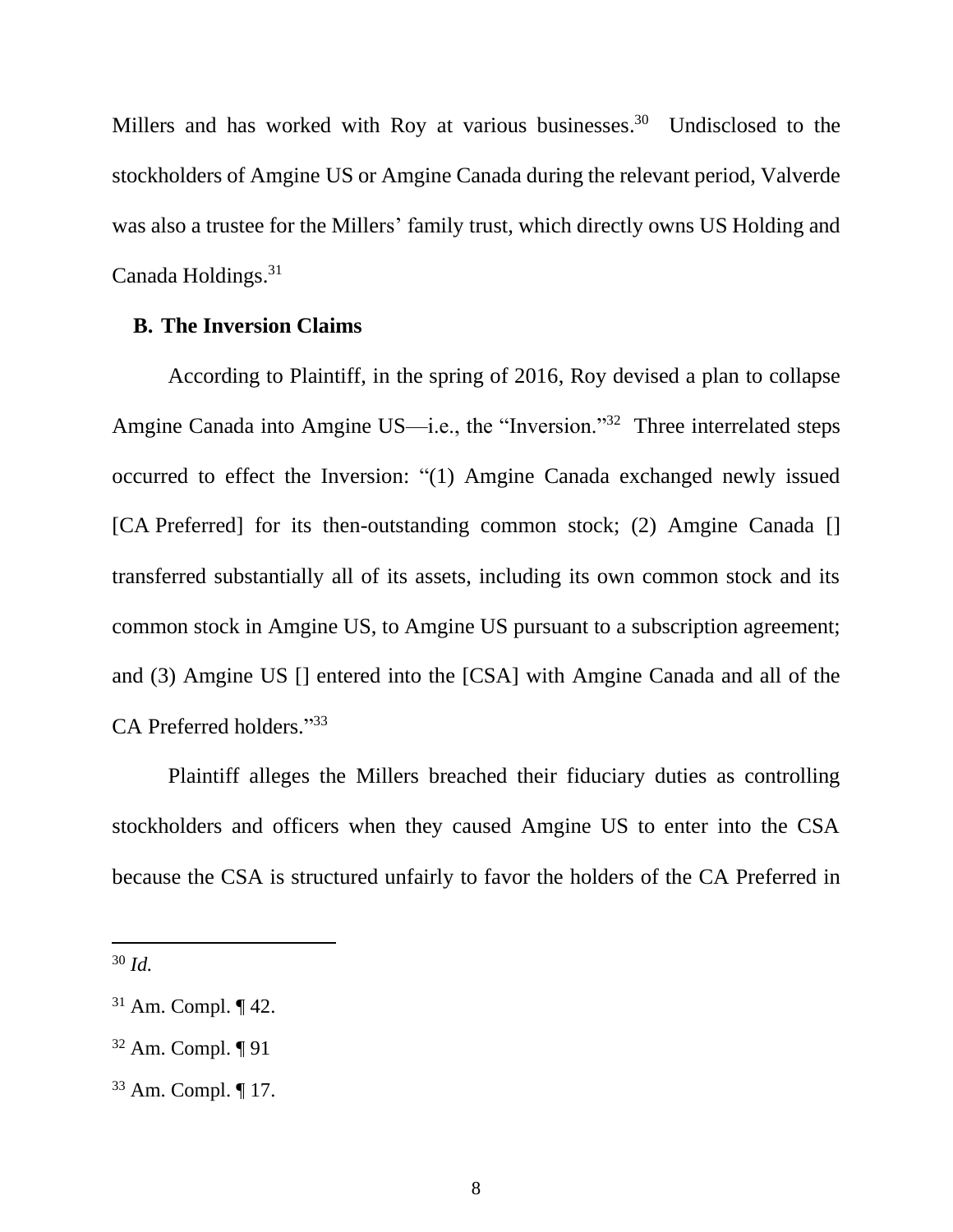Millers and has worked with Roy at various businesses.[30] Undisclosed to the stockholders of Amgine US or Amgine Canada during the relevant period, Valverde was also a trustee for the Millers' family trust, which directly owns US Holding and Canada Holdings.[31]

## B. The Inversion Claims

According to Plaintiff, in the spring of 2016, Roy devised a plan to collapse Amgine Canada into Amgine US—i.e., the "Inversion."[32] Three interrelated steps occurred to effect the Inversion: "(1) Amgine Canada exchanged newly issued [CA Preferred] for its then-outstanding common stock; (2) Amgine Canada [] transferred substantially all of its assets, including its own common stock and its common stock in Amgine US, to Amgine US pursuant to a subscription agreement; and (3) Amgine US [] entered into the [CSA] with Amgine Canada and all of the CA Preferred holders."[33]

Plaintiff alleges the Millers breached their fiduciary duties as controlling stockholders and officers when they caused Amgine US to enter into the CSA because the CSA is structured unfairly to favor the holders of the CA Preferred in

---

[30] *Id.*

[31] Am. Compl. ¶ 42.

[32] Am. Compl. ¶ 91

[33] Am. Compl. ¶ 17.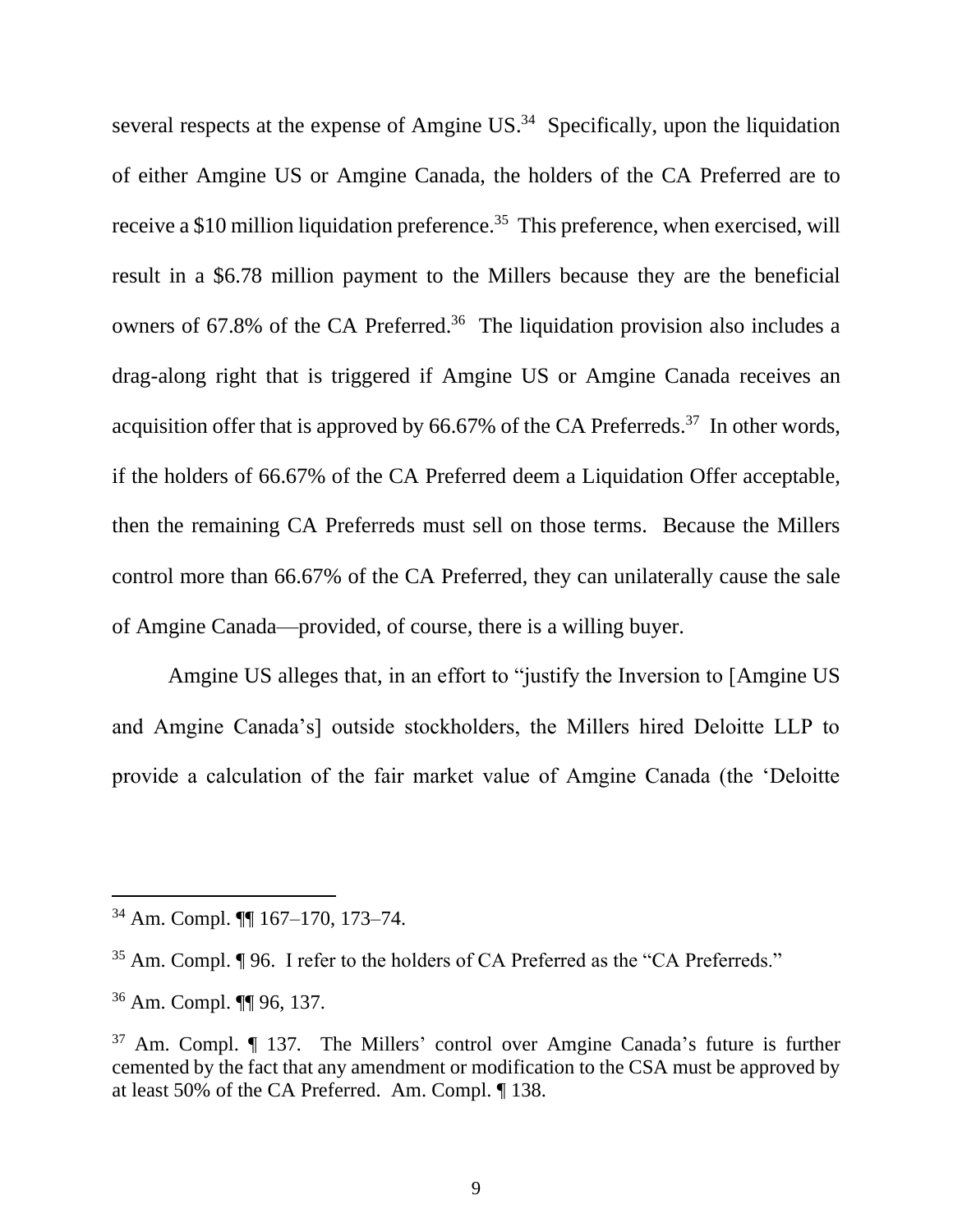several respects at the expense of Amgine US.[34] Specifically, upon the liquidation of either Amgine US or Amgine Canada, the holders of the CA Preferred are to receive a \$10 million liquidation preference.[35] This preference, when exercised, will result in a \$6.78 million payment to the Millers because they are the beneficial owners of 67.8% of the CA Preferred.[36] The liquidation provision also includes a drag-along right that is triggered if Amgine US or Amgine Canada receives an acquisition offer that is approved by 66.67% of the CA Preferreds.[37] In other words, if the holders of 66.67% of the CA Preferred deem a Liquidation Offer acceptable, then the remaining CA Preferreds must sell on those terms. Because the Millers control more than 66.67% of the CA Preferred, they can unilaterally cause the sale of Amgine Canada—provided, of course, there is a willing buyer.

Amgine US alleges that, in an effort to "justify the Inversion to [Amgine US and Amgine Canada's] outside stockholders, the Millers hired Deloitte LLP to provide a calculation of the fair market value of Amgine Canada (the 'Deloitte

---

[34] Am. Compl. ¶¶ 167–170, 173–74.

[35] Am. Compl. ¶ 96. I refer to the holders of CA Preferred as the "CA Preferreds."

[36] Am. Compl. ¶¶ 96, 137.

[37] Am. Compl. ¶ 137. The Millers' control over Amgine Canada's future is further cemented by the fact that any amendment or modification to the CSA must be approved by at least 50% of the CA Preferred. Am. Compl. ¶ 138.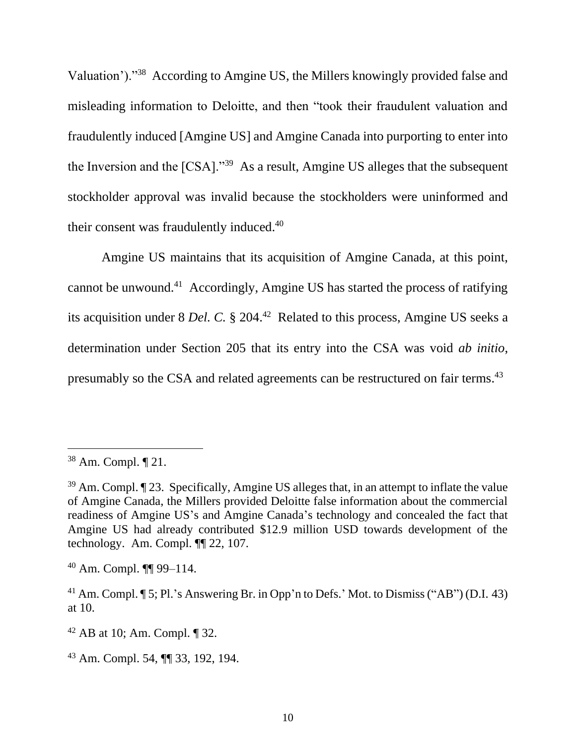Valuation')."[38] According to Amgine US, the Millers knowingly provided false and misleading information to Deloitte, and then "took their fraudulent valuation and fraudulently induced [Amgine US] and Amgine Canada into purporting to enter into the Inversion and the [CSA]."[39] As a result, Amgine US alleges that the subsequent stockholder approval was invalid because the stockholders were uninformed and their consent was fraudulently induced.[40]

Amgine US maintains that its acquisition of Amgine Canada, at this point, cannot be unwound.[41] Accordingly, Amgine US has started the process of ratifying its acquisition under 8 *Del. C.* § 204.[42] Related to this process, Amgine US seeks a determination under Section 205 that its entry into the CSA was void *ab initio*, presumably so the CSA and related agreements can be restructured on fair terms.[43]

---

[38] Am. Compl. ¶ 21.

[39] Am. Compl. ¶ 23. Specifically, Amgine US alleges that, in an attempt to inflate the value of Amgine Canada, the Millers provided Deloitte false information about the commercial readiness of Amgine US's and Amgine Canada's technology and concealed the fact that Amgine US had already contributed $12.9 million USD towards development of the technology. Am. Compl. ¶¶ 22, 107.

[40] Am. Compl. ¶¶ 99–114.

[41] Am. Compl. ¶ 5; Pl.'s Answering Br. in Opp'n to Defs.' Mot. to Dismiss ("AB") (D.I. 43) at 10.

[42] AB at 10; Am. Compl. ¶ 32.

[43] Am. Compl. 54, ¶¶ 33, 192, 194.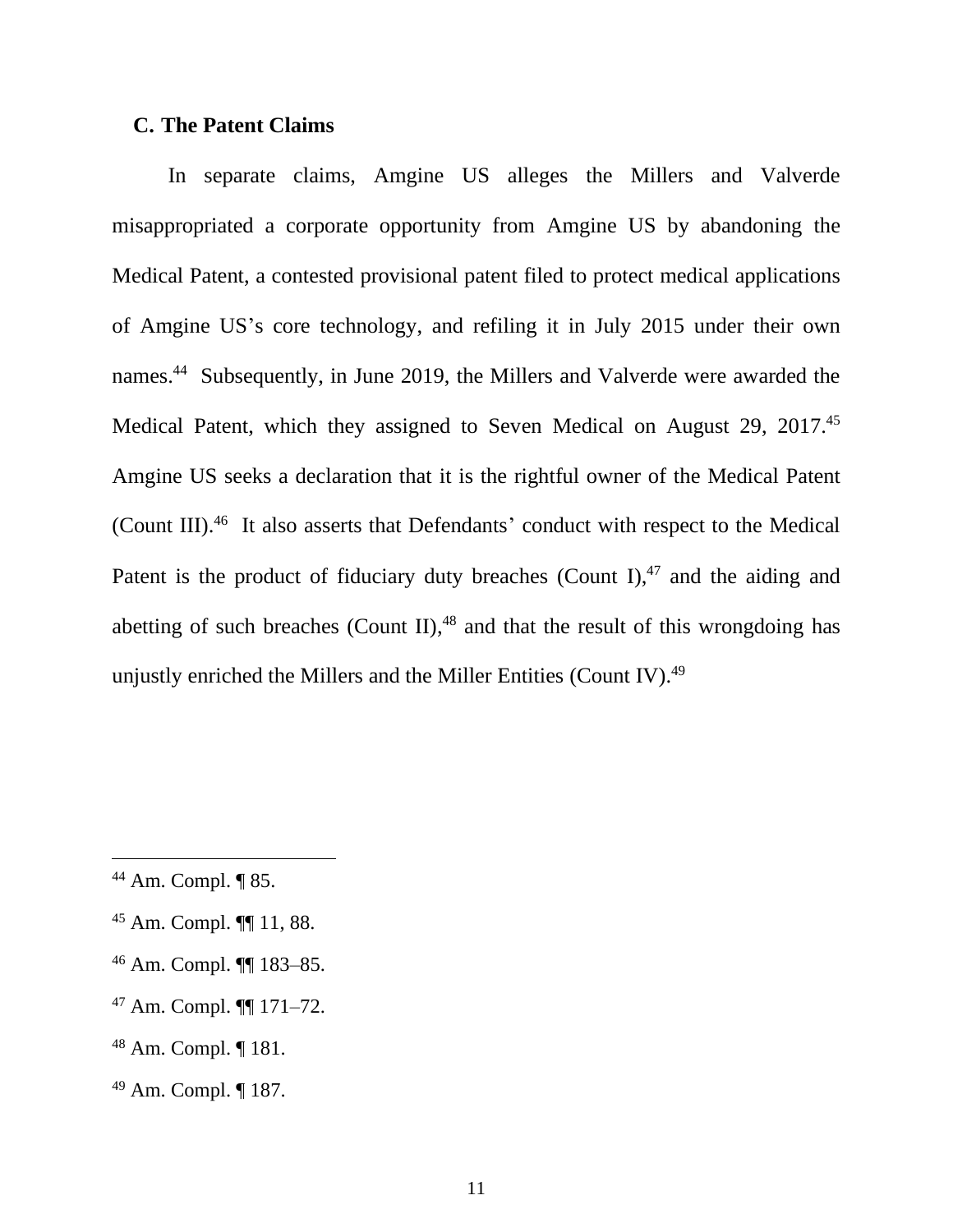### C. The Patent Claims

In separate claims, Amgine US alleges the Millers and Valverde misappropriated a corporate opportunity from Amgine US by abandoning the Medical Patent, a contested provisional patent filed to protect medical applications of Amgine US's core technology, and refiling it in July 2015 under their own names.[44] Subsequently, in June 2019, the Millers and Valverde were awarded the Medical Patent, which they assigned to Seven Medical on August 29, 2017.[45] Amgine US seeks a declaration that it is the rightful owner of the Medical Patent (Count III).[46] It also asserts that Defendants' conduct with respect to the Medical Patent is the product of fiduciary duty breaches (Count I),[47] and the aiding and abetting of such breaches (Count II),[48] and that the result of this wrongdoing has unjustly enriched the Millers and the Miller Entities (Count IV).[49]

---

[44] Am. Compl. ¶ 85.

[45] Am. Compl. ¶¶ 11, 88.

[46] Am. Compl. ¶¶ 183–85.

[47] Am. Compl. ¶¶ 171–72.

[48] Am. Compl. ¶ 181.

[49] Am. Compl. ¶ 187.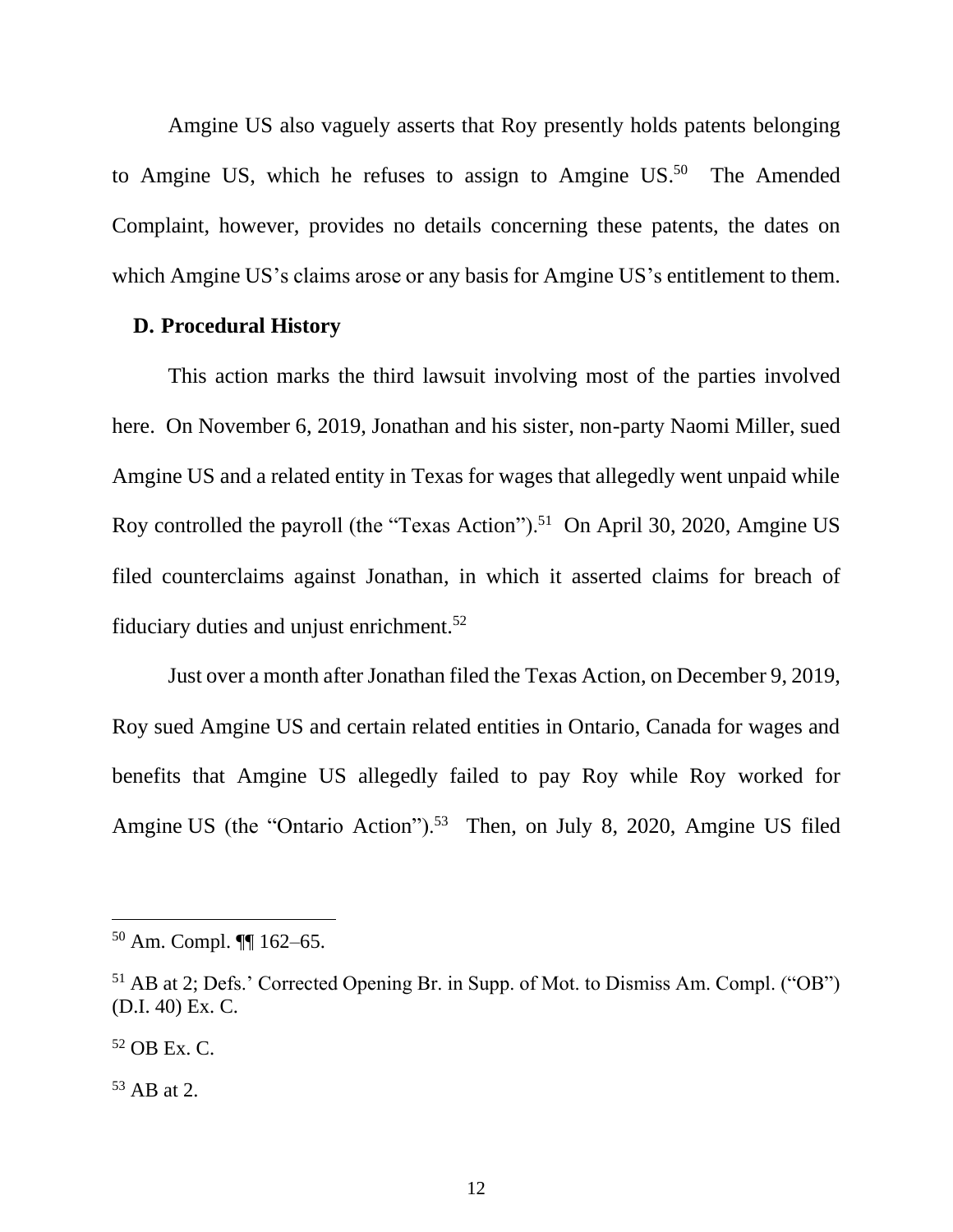Amgine US also vaguely asserts that Roy presently holds patents belonging to Amgine US, which he refuses to assign to Amgine US.[50] The Amended Complaint, however, provides no details concerning these patents, the dates on which Amgine US's claims arose or any basis for Amgine US's entitlement to them.

### D. Procedural History

This action marks the third lawsuit involving most of the parties involved here. On November 6, 2019, Jonathan and his sister, non-party Naomi Miller, sued Amgine US and a related entity in Texas for wages that allegedly went unpaid while Roy controlled the payroll (the "Texas Action").[51] On April 30, 2020, Amgine US filed counterclaims against Jonathan, in which it asserted claims for breach of fiduciary duties and unjust enrichment.[52]

Just over a month after Jonathan filed the Texas Action, on December 9, 2019, Roy sued Amgine US and certain related entities in Ontario, Canada for wages and benefits that Amgine US allegedly failed to pay Roy while Roy worked for Amgine US (the "Ontario Action").[53] Then, on July 8, 2020, Amgine US filed

---

[50] Am. Compl. ¶¶ 162–65.

[51] AB at 2; Defs.' Corrected Opening Br. in Supp. of Mot. to Dismiss Am. Compl. ("OB") (D.I. 40) Ex. C.

[52] OB Ex. C.

[53] AB at 2.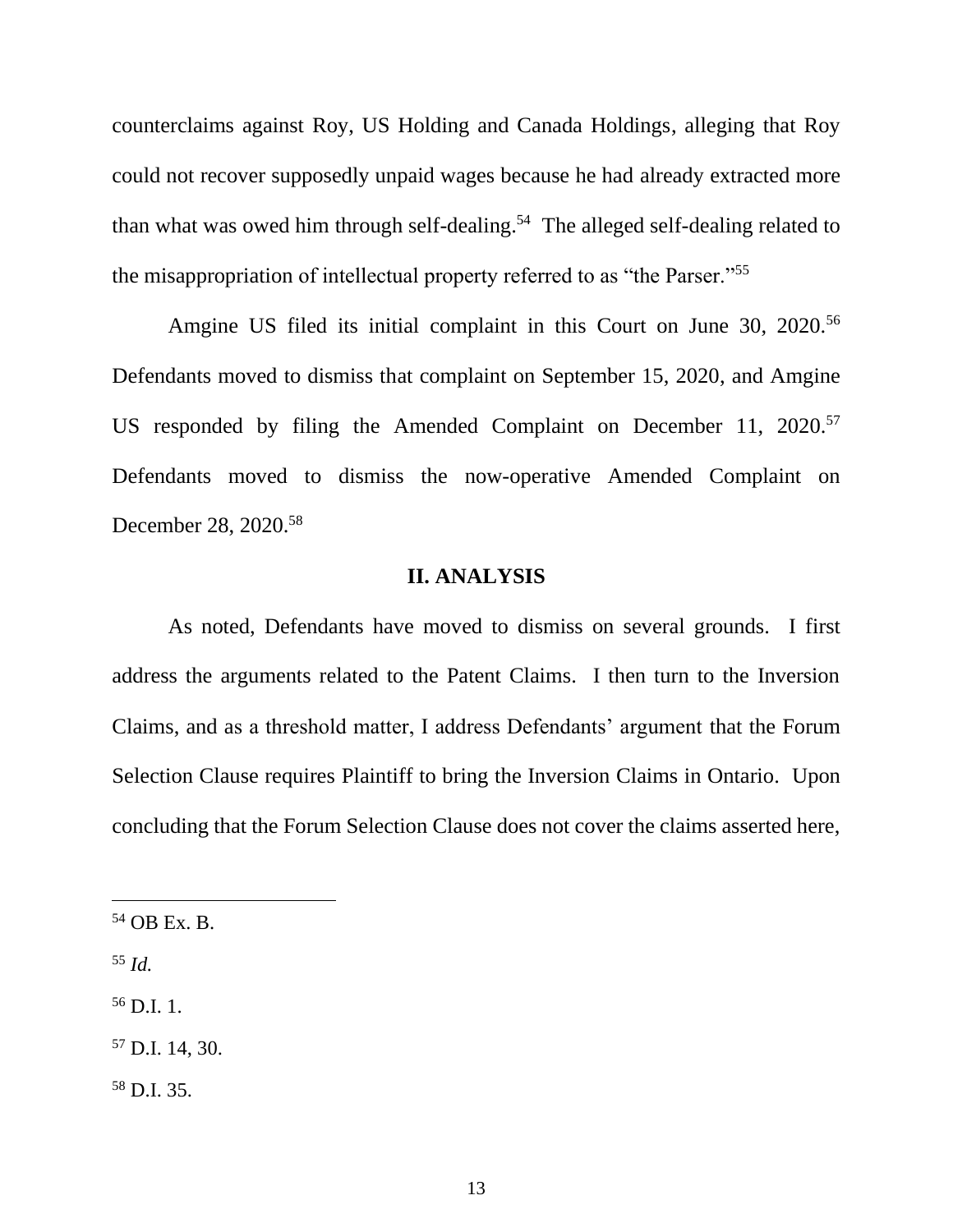counterclaims against Roy, US Holding and Canada Holdings, alleging that Roy could not recover supposedly unpaid wages because he had already extracted more than what was owed him through self-dealing.[54] The alleged self-dealing related to the misappropriation of intellectual property referred to as "the Parser."[55]

Amgine US filed its initial complaint in this Court on June 30, 2020.[56] Defendants moved to dismiss that complaint on September 15, 2020, and Amgine US responded by filing the Amended Complaint on December 11, 2020.[57] Defendants moved to dismiss the now-operative Amended Complaint on December 28, 2020.[58]

## II. ANALYSIS

As noted, Defendants have moved to dismiss on several grounds. I first address the arguments related to the Patent Claims. I then turn to the Inversion Claims, and as a threshold matter, I address Defendants' argument that the Forum Selection Clause requires Plaintiff to bring the Inversion Claims in Ontario. Upon concluding that the Forum Selection Clause does not cover the claims asserted here,

---

[54] OB Ex. B.

[55] *Id.*

[56] D.I. 1.

[57] D.I. 14, 30.

[58] D.I. 35.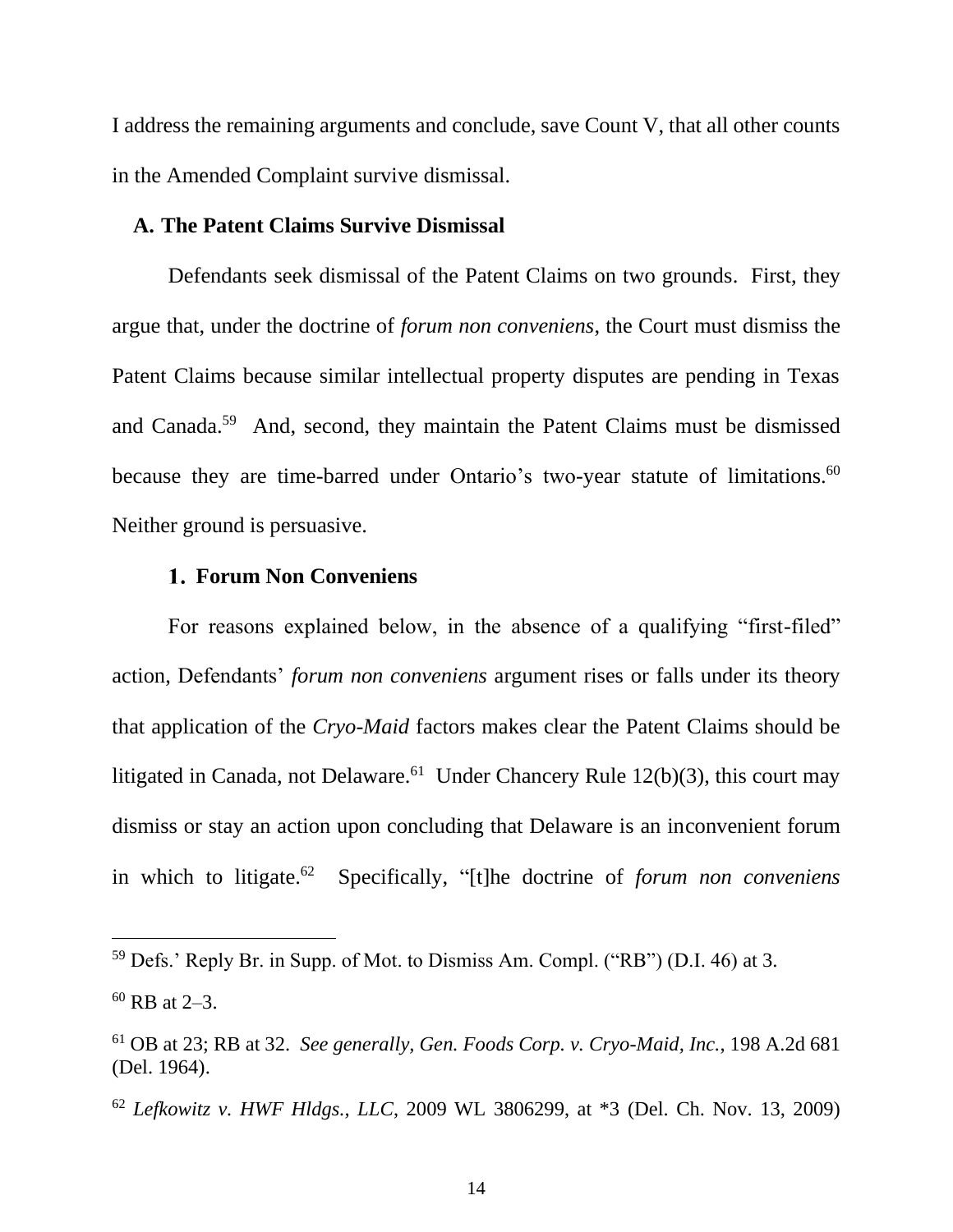I address the remaining arguments and conclude, save Count V, that all other counts in the Amended Complaint survive dismissal.

### A. The Patent Claims Survive Dismissal

Defendants seek dismissal of the Patent Claims on two grounds. First, they argue that, under the doctrine of *forum non conveniens*, the Court must dismiss the Patent Claims because similar intellectual property disputes are pending in Texas and Canada.[59] And, second, they maintain the Patent Claims must be dismissed because they are time-barred under Ontario's two-year statute of limitations.[60] Neither ground is persuasive.

#### 1. Forum Non Conveniens

For reasons explained below, in the absence of a qualifying "first-filed" action, Defendants' *forum non conveniens* argument rises or falls under its theory that application of the *Cryo-Maid* factors makes clear the Patent Claims should be litigated in Canada, not Delaware.[61] Under Chancery Rule 12(b)(3), this court may dismiss or stay an action upon concluding that Delaware is an inconvenient forum in which to litigate.[62] Specifically, "[t]he doctrine of *forum non conveniens*

---

[59] Defs.' Reply Br. in Supp. of Mot. to Dismiss Am. Compl. ("RB") (D.I. 46) at 3.

[60] RB at 2–3.

[61] OB at 23; RB at 32. *See generally, Gen. Foods Corp. v. Cryo-Maid, Inc.*, 198 A.2d 681 (Del. 1964).

[62] *Lefkowitz v. HWF Hldgs., LLC*, 2009 WL 3806299, at *3 (Del. Ch. Nov. 13, 2009)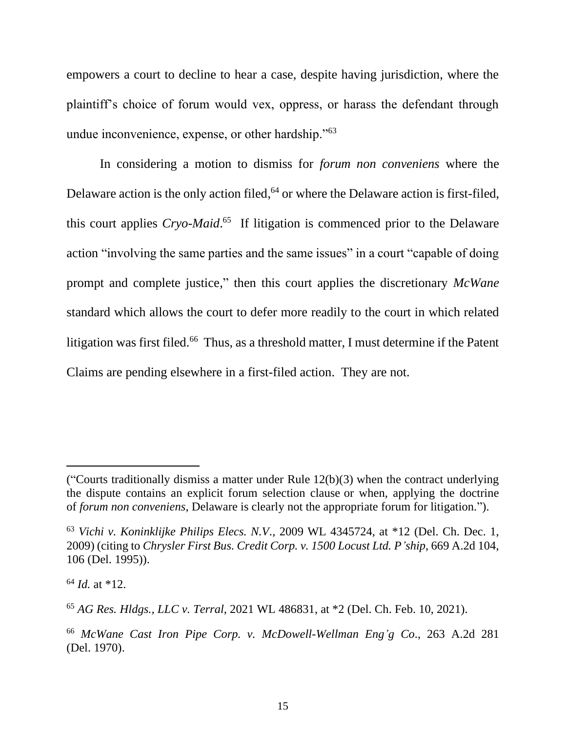empowers a court to decline to hear a case, despite having jurisdiction, where the plaintiff's choice of forum would vex, oppress, or harass the defendant through undue inconvenience, expense, or other hardship."[63]

In considering a motion to dismiss for *forum non conveniens* where the Delaware action is the only action filed,[64] or where the Delaware action is first-filed, this court applies *Cryo-Maid*.[65] If litigation is commenced prior to the Delaware action "involving the same parties and the same issues" in a court "capable of doing prompt and complete justice," then this court applies the discretionary *McWane* standard which allows the court to defer more readily to the court in which related litigation was first filed.[66] Thus, as a threshold matter, I must determine if the Patent Claims are pending elsewhere in a first-filed action. They are not.

---

("Courts traditionally dismiss a matter under Rule 12(b)(3) when the contract underlying the dispute contains an explicit forum selection clause or when, applying the doctrine of *forum non conveniens*, Delaware is clearly not the appropriate forum for litigation.").

[63] *Vichi v. Koninklijke Philips Elecs. N.V.*, 2009 WL 4345724, at *12 (Del. Ch. Dec. 1, 2009) (citing to *Chrysler First Bus. Credit Corp. v. 1500 Locust Ltd. P'ship*, 669 A.2d 104, 106 (Del. 1995)).

[64] *Id.* at *12.

[65] *AG Res. Hldgs., LLC v. Terral*, 2021 WL 486831, at *2 (Del. Ch. Feb. 10, 2021).

[66] *McWane Cast Iron Pipe Corp. v. McDowell-Wellman Eng'g Co.*, 263 A.2d 281 (Del. 1970).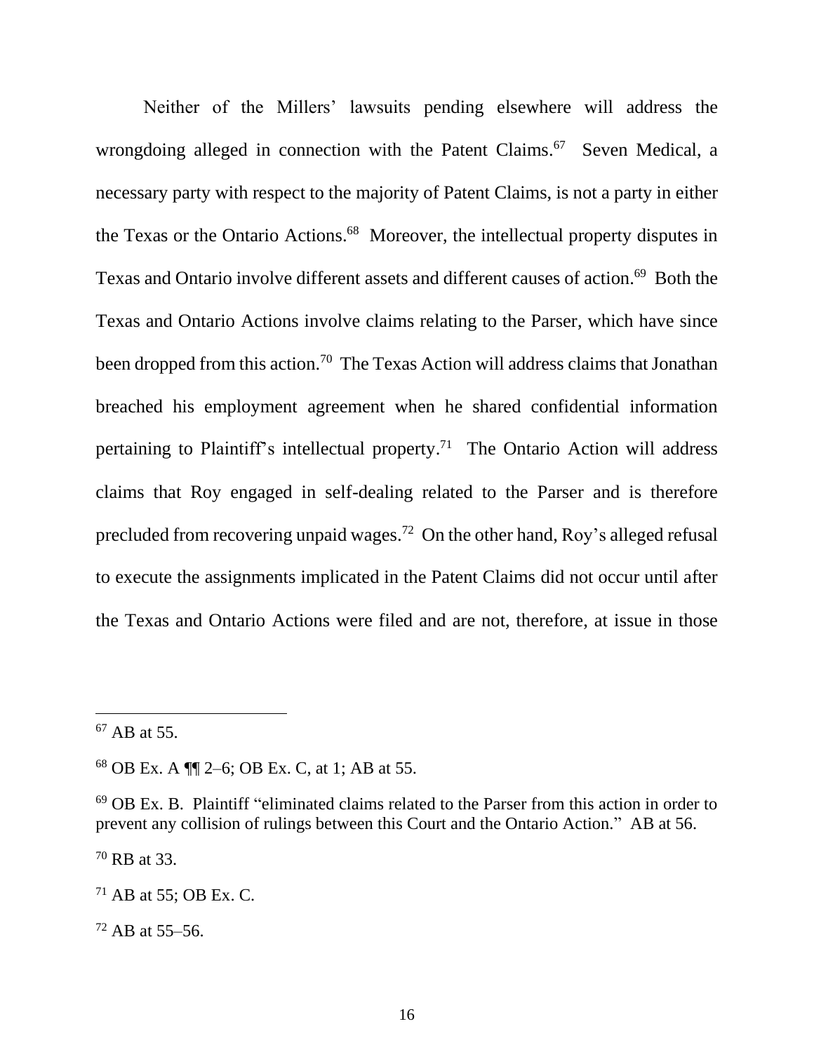Neither of the Millers' lawsuits pending elsewhere will address the wrongdoing alleged in connection with the Patent Claims.[67] Seven Medical, a necessary party with respect to the majority of Patent Claims, is not a party in either the Texas or the Ontario Actions.[68] Moreover, the intellectual property disputes in Texas and Ontario involve different assets and different causes of action.[69] Both the Texas and Ontario Actions involve claims relating to the Parser, which have since been dropped from this action.[70] The Texas Action will address claims that Jonathan breached his employment agreement when he shared confidential information pertaining to Plaintiff's intellectual property.[71] The Ontario Action will address claims that Roy engaged in self-dealing related to the Parser and is therefore precluded from recovering unpaid wages.[72] On the other hand, Roy's alleged refusal to execute the assignments implicated in the Patent Claims did not occur until after the Texas and Ontario Actions were filed and are not, therefore, at issue in those

---

[67] AB at 55.

[68] OB Ex. A ¶¶ 2–6; OB Ex. C, at 1; AB at 55.

[69] OB Ex. B. Plaintiff "eliminated claims related to the Parser from this action in order to prevent any collision of rulings between this Court and the Ontario Action." AB at 56.

[70] RB at 33.

[71] AB at 55; OB Ex. C.

[72] AB at 55–56.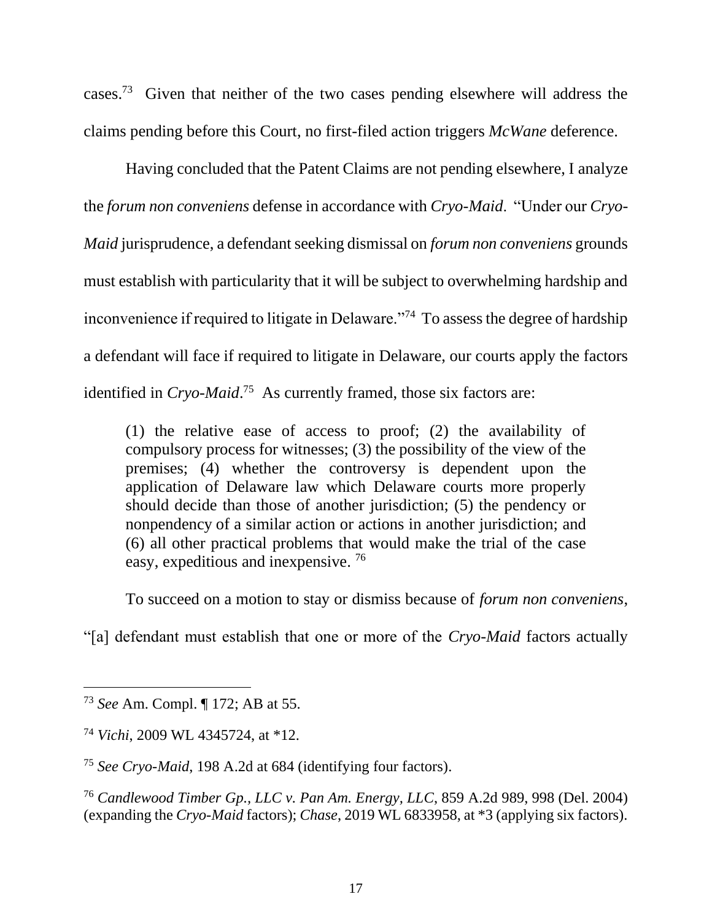cases.[73] Given that neither of the two cases pending elsewhere will address the claims pending before this Court, no first-filed action triggers *McWane* deference.

Having concluded that the Patent Claims are not pending elsewhere, I analyze the *forum non conveniens* defense in accordance with *Cryo-Maid*. "Under our *Cryo-Maid* jurisprudence, a defendant seeking dismissal on *forum non conveniens* grounds must establish with particularity that it will be subject to overwhelming hardship and inconvenience if required to litigate in Delaware."[74] To assess the degree of hardship a defendant will face if required to litigate in Delaware, our courts apply the factors identified in *Cryo-Maid*.[75] As currently framed, those six factors are:

> (1) the relative ease of access to proof; (2) the availability of compulsory process for witnesses; (3) the possibility of the view of the premises; (4) whether the controversy is dependent upon the application of Delaware law which Delaware courts more properly should decide than those of another jurisdiction; (5) the pendency or nonpendency of a similar action or actions in another jurisdiction; and (6) all other practical problems that would make the trial of the case easy, expeditious and inexpensive. [76]

To succeed on a motion to stay or dismiss because of *forum non conveniens*, "[a] defendant must establish that one or more of the *Cryo-Maid* factors actually

---

[73] *See* Am. Compl. ¶ 172; AB at 55.

[74] *Vichi*, 2009 WL 4345724, at *12.

[75] *See Cryo-Maid*, 198 A.2d at 684 (identifying four factors).

[76] *Candlewood Timber Gp., LLC v. Pan Am. Energy, LLC*, 859 A.2d 989, 998 (Del. 2004) (expanding the *Cryo-Maid* factors); *Chase*, 2019 WL 6833958, at *3 (applying six factors).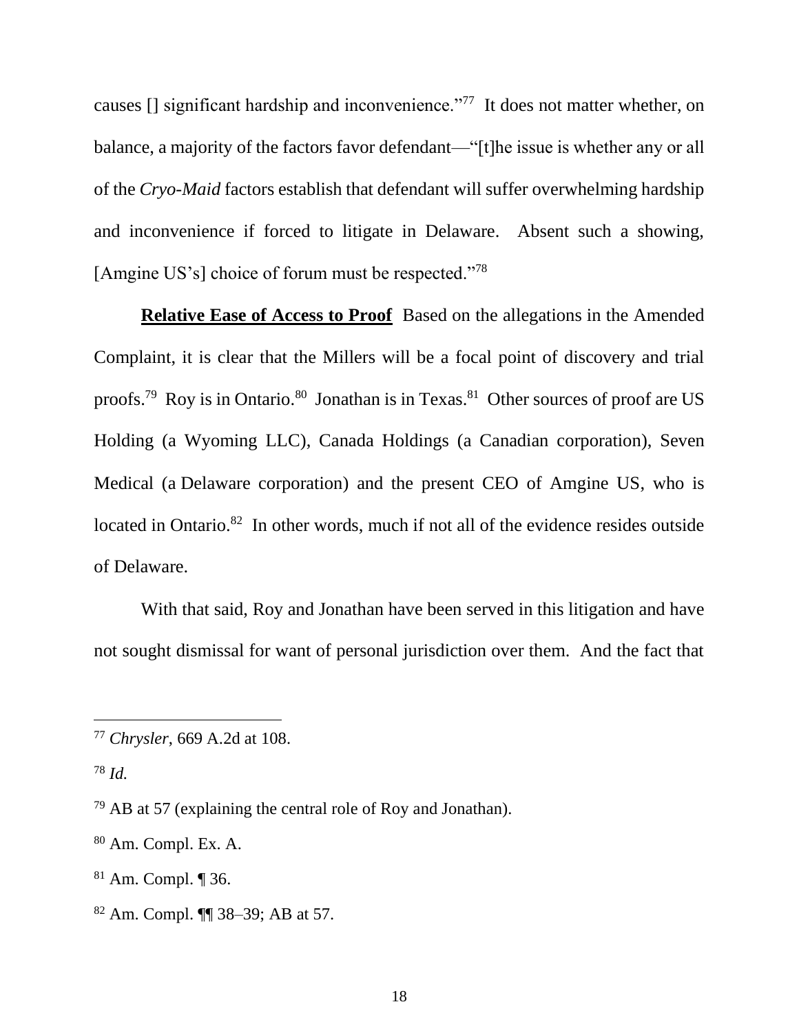causes [] significant hardship and inconvenience."[77] It does not matter whether, on balance, a majority of the factors favor defendant—"[t]he issue is whether any or all of the *Cryo-Maid* factors establish that defendant will suffer overwhelming hardship and inconvenience if forced to litigate in Delaware. Absent such a showing, [Amgine US's] choice of forum must be respected."[78]

**Relative Ease of Access to Proof** Based on the allegations in the Amended Complaint, it is clear that the Millers will be a focal point of discovery and trial proofs.[79] Roy is in Ontario.[80] Jonathan is in Texas.[81] Other sources of proof are US Holding (a Wyoming LLC), Canada Holdings (a Canadian corporation), Seven Medical (a Delaware corporation) and the present CEO of Amgine US, who is located in Ontario.[82] In other words, much if not all of the evidence resides outside of Delaware.

With that said, Roy and Jonathan have been served in this litigation and have not sought dismissal for want of personal jurisdiction over them. And the fact that

---

[77] *Chrysler*, 669 A.2d at 108.

[78] *Id.*

[79] AB at 57 (explaining the central role of Roy and Jonathan).

[80] Am. Compl. Ex. A.

[81] Am. Compl. ¶ 36.

[82] Am. Compl. ¶¶ 38–39; AB at 57.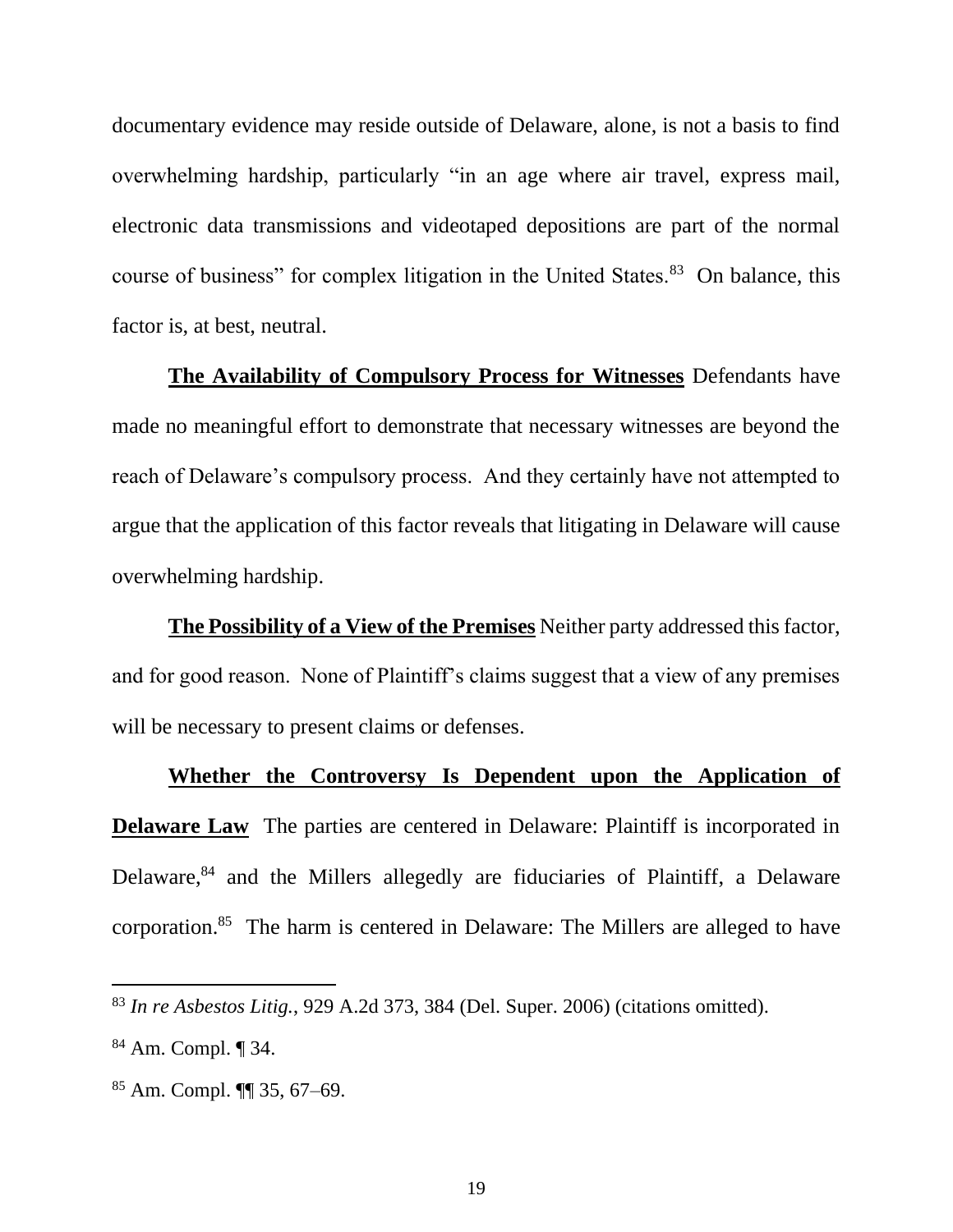documentary evidence may reside outside of Delaware, alone, is not a basis to find overwhelming hardship, particularly "in an age where air travel, express mail, electronic data transmissions and videotaped depositions are part of the normal course of business" for complex litigation in the United States.[83] On balance, this factor is, at best, neutral.

**The Availability of Compulsory Process for Witnesses** Defendants have made no meaningful effort to demonstrate that necessary witnesses are beyond the reach of Delaware's compulsory process. And they certainly have not attempted to argue that the application of this factor reveals that litigating in Delaware will cause overwhelming hardship.

**The Possibility of a View of the Premises** Neither party addressed this factor, and for good reason. None of Plaintiff's claims suggest that a view of any premises will be necessary to present claims or defenses.

**Whether the Controversy Is Dependent upon the Application of Delaware Law** The parties are centered in Delaware: Plaintiff is incorporated in Delaware,[84] and the Millers allegedly are fiduciaries of Plaintiff, a Delaware corporation.[85] The harm is centered in Delaware: The Millers are alleged to have

---

[83] *In re Asbestos Litig.*, 929 A.2d 373, 384 (Del. Super. 2006) (citations omitted).

[84] Am. Compl. ¶ 34.

[85] Am. Compl. ¶¶ 35, 67–69.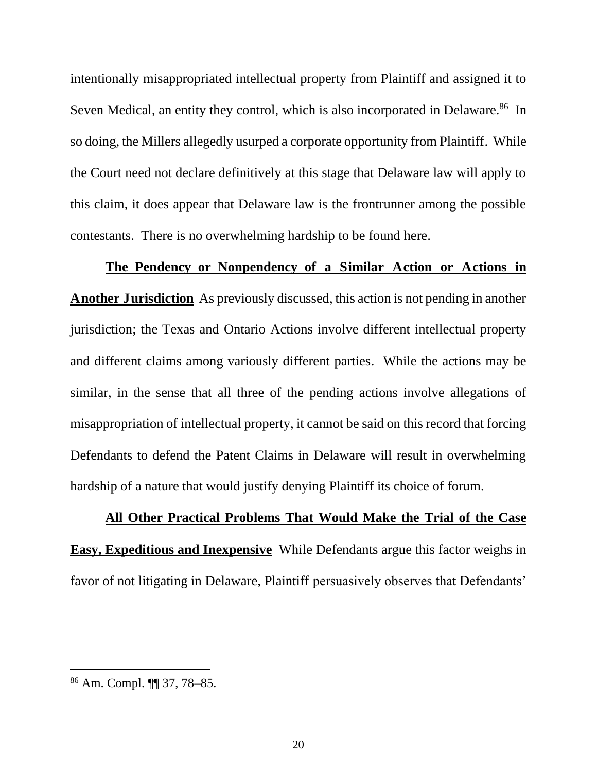intentionally misappropriated intellectual property from Plaintiff and assigned it to Seven Medical, an entity they control, which is also incorporated in Delaware.[86] In so doing, the Millers allegedly usurped a corporate opportunity from Plaintiff. While the Court need not declare definitively at this stage that Delaware law will apply to this claim, it does appear that Delaware law is the frontrunner among the possible contestants. There is no overwhelming hardship to be found here.

**The Pendency or Nonpendency of a Similar Action or Actions in Another Jurisdiction** As previously discussed, this action is not pending in another jurisdiction; the Texas and Ontario Actions involve different intellectual property and different claims among variously different parties. While the actions may be similar, in the sense that all three of the pending actions involve allegations of misappropriation of intellectual property, it cannot be said on this record that forcing Defendants to defend the Patent Claims in Delaware will result in overwhelming hardship of a nature that would justify denying Plaintiff its choice of forum.

**All Other Practical Problems That Would Make the Trial of the Case Easy, Expeditious and Inexpensive** While Defendants argue this factor weighs in favor of not litigating in Delaware, Plaintiff persuasively observes that Defendants'

[86] Am. Compl. ¶¶ 37, 78–85.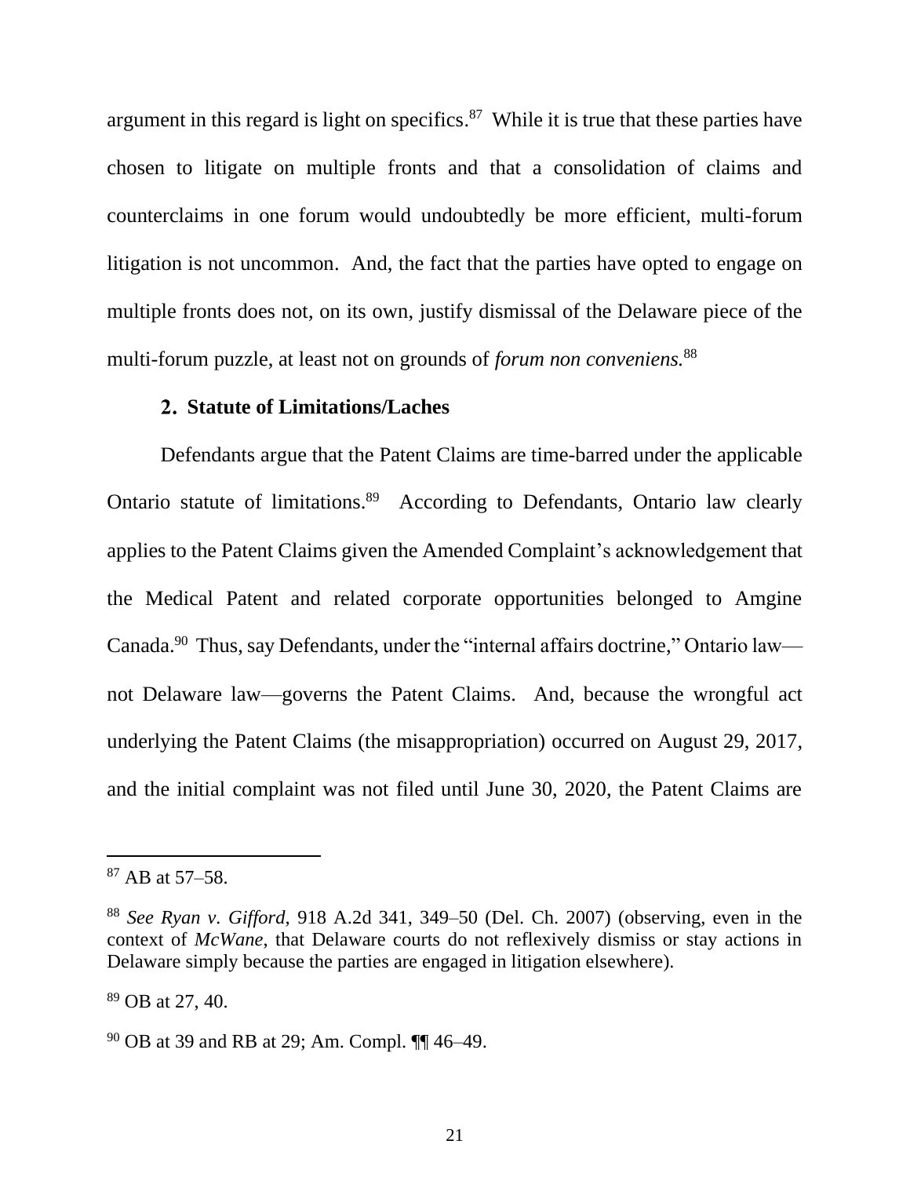argument in this regard is light on specifics.[87] While it is true that these parties have chosen to litigate on multiple fronts and that a consolidation of claims and counterclaims in one forum would undoubtedly be more efficient, multi-forum litigation is not uncommon. And, the fact that the parties have opted to engage on multiple fronts does not, on its own, justify dismissal of the Delaware piece of the multi-forum puzzle, at least not on grounds of *forum non conveniens.*[88]

### 2. Statute of Limitations/Laches

Defendants argue that the Patent Claims are time-barred under the applicable Ontario statute of limitations.[89] According to Defendants, Ontario law clearly applies to the Patent Claims given the Amended Complaint's acknowledgement that the Medical Patent and related corporate opportunities belonged to Amgine Canada.[90] Thus, say Defendants, under the "internal affairs doctrine," Ontario law—not Delaware law—governs the Patent Claims. And, because the wrongful act underlying the Patent Claims (the misappropriation) occurred on August 29, 2017, and the initial complaint was not filed until June 30, 2020, the Patent Claims are

---

[87] AB at 57–58.

[88] *See Ryan v. Gifford*, 918 A.2d 341, 349–50 (Del. Ch. 2007) (observing, even in the context of *McWane*, that Delaware courts do not reflexively dismiss or stay actions in Delaware simply because the parties are engaged in litigation elsewhere).

[89] OB at 27, 40.

[90] OB at 39 and RB at 29; Am. Compl. ¶¶ 46–49.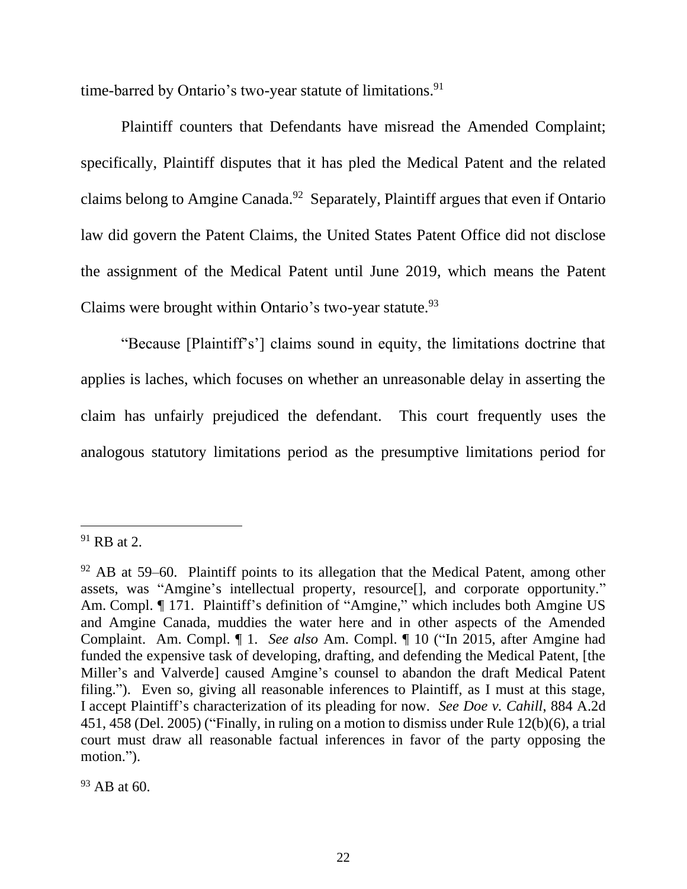time-barred by Ontario's two-year statute of limitations.[91]

Plaintiff counters that Defendants have misread the Amended Complaint; specifically, Plaintiff disputes that it has pled the Medical Patent and the related claims belong to Amgine Canada.[92] Separately, Plaintiff argues that even if Ontario law did govern the Patent Claims, the United States Patent Office did not disclose the assignment of the Medical Patent until June 2019, which means the Patent Claims were brought within Ontario's two-year statute.[93]

"Because [Plaintiff's'] claims sound in equity, the limitations doctrine that applies is laches, which focuses on whether an unreasonable delay in asserting the claim has unfairly prejudiced the defendant. This court frequently uses the analogous statutory limitations period as the presumptive limitations period for

---

[91] RB at 2.

[92] AB at 59–60. Plaintiff points to its allegation that the Medical Patent, among other assets, was "Amgine's intellectual property, resource[], and corporate opportunity." Am. Compl. ¶ 171. Plaintiff's definition of "Amgine," which includes both Amgine US and Amgine Canada, muddies the water here and in other aspects of the Amended Complaint. Am. Compl. ¶ 1. *See also* Am. Compl. ¶ 10 ("In 2015, after Amgine had funded the expensive task of developing, drafting, and defending the Medical Patent, [the Miller's and Valverde] caused Amgine's counsel to abandon the draft Medical Patent filing."). Even so, giving all reasonable inferences to Plaintiff, as I must at this stage, I accept Plaintiff's characterization of its pleading for now. *See Doe v. Cahill*, 884 A.2d 451, 458 (Del. 2005) ("Finally, in ruling on a motion to dismiss under Rule 12(b)(6), a trial court must draw all reasonable factual inferences in favor of the party opposing the motion.").

[93] AB at 60.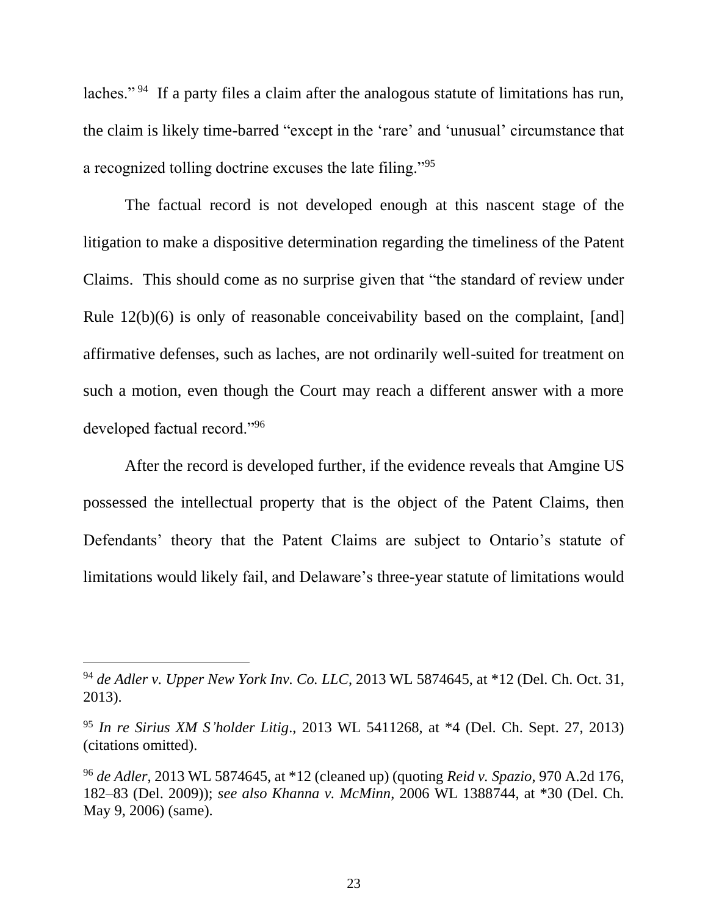laches."[94] If a party files a claim after the analogous statute of limitations has run, the claim is likely time-barred "except in the 'rare' and 'unusual' circumstance that a recognized tolling doctrine excuses the late filing."[95]

The factual record is not developed enough at this nascent stage of the litigation to make a dispositive determination regarding the timeliness of the Patent Claims. This should come as no surprise given that "the standard of review under Rule 12(b)(6) is only of reasonable conceivability based on the complaint, [and] affirmative defenses, such as laches, are not ordinarily well-suited for treatment on such a motion, even though the Court may reach a different answer with a more developed factual record."[96]

After the record is developed further, if the evidence reveals that Amgine US possessed the intellectual property that is the object of the Patent Claims, then Defendants' theory that the Patent Claims are subject to Ontario's statute of limitations would likely fail, and Delaware's three-year statute of limitations would

---

[94] *de Adler v. Upper New York Inv. Co. LLC*, 2013 WL 5874645, at *12 (Del. Ch. Oct. 31, 2013).

[95] *In re Sirius XM S'holder Litig*., 2013 WL 5411268, at *4 (Del. Ch. Sept. 27, 2013) (citations omitted).

[96] *de Adler*, 2013 WL 5874645, at *12 (cleaned up) (quoting *Reid v. Spazio*, 970 A.2d 176, 182–83 (Del. 2009)); *see also Khanna v. McMinn*, 2006 WL 1388744, at *30 (Del. Ch. May 9, 2006) (same).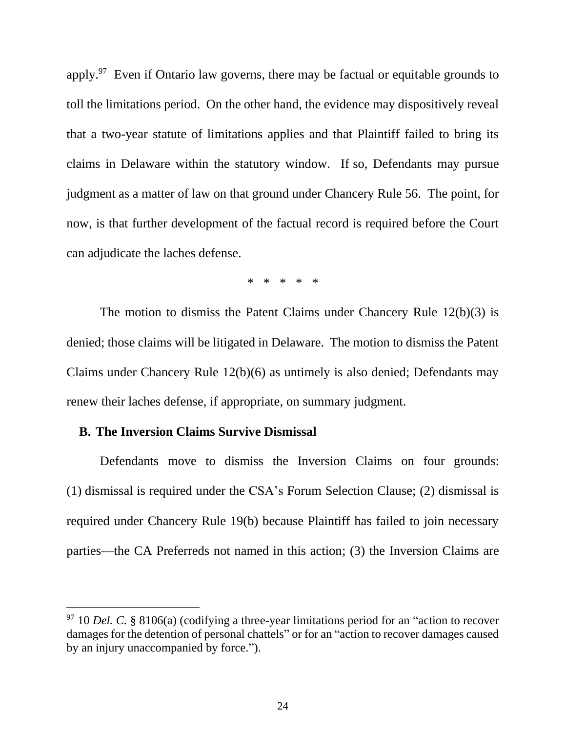apply.[97] Even if Ontario law governs, there may be factual or equitable grounds to toll the limitations period. On the other hand, the evidence may dispositively reveal that a two-year statute of limitations applies and that Plaintiff failed to bring its claims in Delaware within the statutory window. If so, Defendants may pursue judgment as a matter of law on that ground under Chancery Rule 56. The point, for now, is that further development of the factual record is required before the Court can adjudicate the laches defense.

\* \* \* \* \*

The motion to dismiss the Patent Claims under Chancery Rule 12(b)(3) is denied; those claims will be litigated in Delaware. The motion to dismiss the Patent Claims under Chancery Rule 12(b)(6) as untimely is also denied; Defendants may renew their laches defense, if appropriate, on summary judgment.

### B. The Inversion Claims Survive Dismissal

Defendants move to dismiss the Inversion Claims on four grounds: (1) dismissal is required under the CSA's Forum Selection Clause; (2) dismissal is required under Chancery Rule 19(b) because Plaintiff has failed to join necessary parties—the CA Preferreds not named in this action; (3) the Inversion Claims are

---

[97] 10 *Del. C.* § 8106(a) (codifying a three-year limitations period for an "action to recover damages for the detention of personal chattels" or for an "action to recover damages caused by an injury unaccompanied by force.").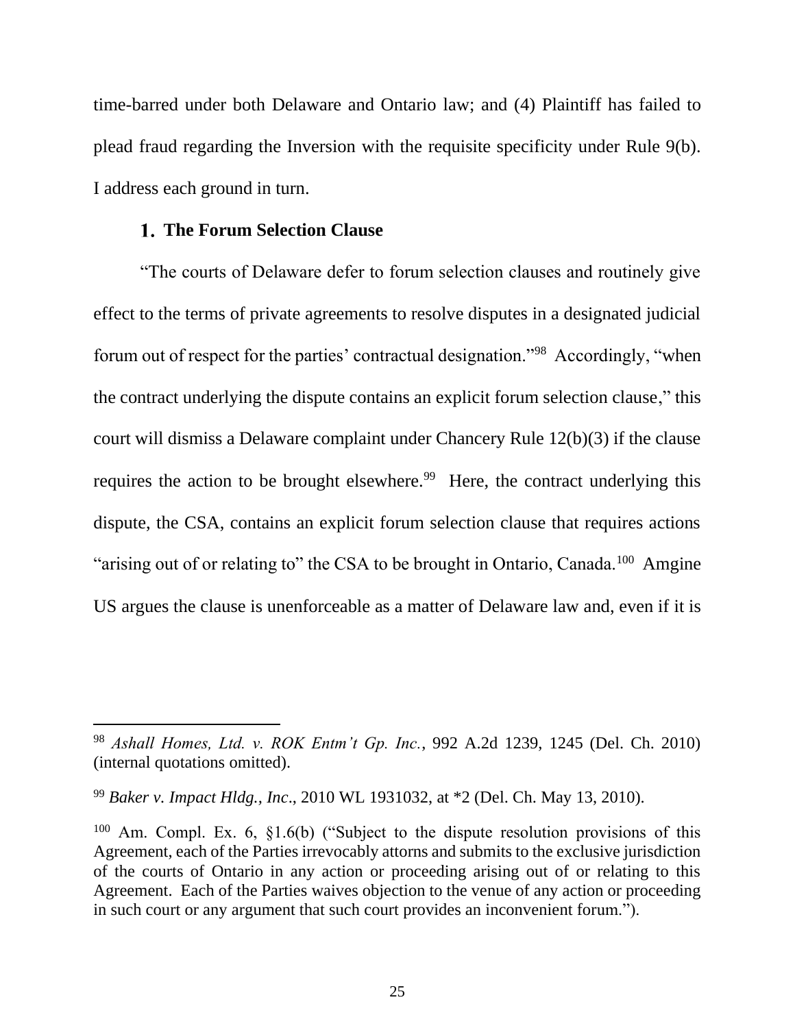time-barred under both Delaware and Ontario law; and (4) Plaintiff has failed to plead fraud regarding the Inversion with the requisite specificity under Rule 9(b). I address each ground in turn.

### 1. The Forum Selection Clause

"The courts of Delaware defer to forum selection clauses and routinely give effect to the terms of private agreements to resolve disputes in a designated judicial forum out of respect for the parties' contractual designation."[98] Accordingly, "when the contract underlying the dispute contains an explicit forum selection clause," this court will dismiss a Delaware complaint under Chancery Rule 12(b)(3) if the clause requires the action to be brought elsewhere.[99] Here, the contract underlying this dispute, the CSA, contains an explicit forum selection clause that requires actions "arising out of or relating to" the CSA to be brought in Ontario, Canada.[100] Amgine US argues the clause is unenforceable as a matter of Delaware law and, even if it is

---

[98] *Ashall Homes, Ltd. v. ROK Entm't Gp. Inc.*, 992 A.2d 1239, 1245 (Del. Ch. 2010) (internal quotations omitted).

[99] *Baker v. Impact Hldg., Inc*., 2010 WL 1931032, at *2 (Del. Ch. May 13, 2010).

[100] Am. Compl. Ex. 6, §1.6(b) ("Subject to the dispute resolution provisions of this Agreement, each of the Parties irrevocably attorns and submits to the exclusive jurisdiction of the courts of Ontario in any action or proceeding arising out of or relating to this Agreement. Each of the Parties waives objection to the venue of any action or proceeding in such court or any argument that such court provides an inconvenient forum.").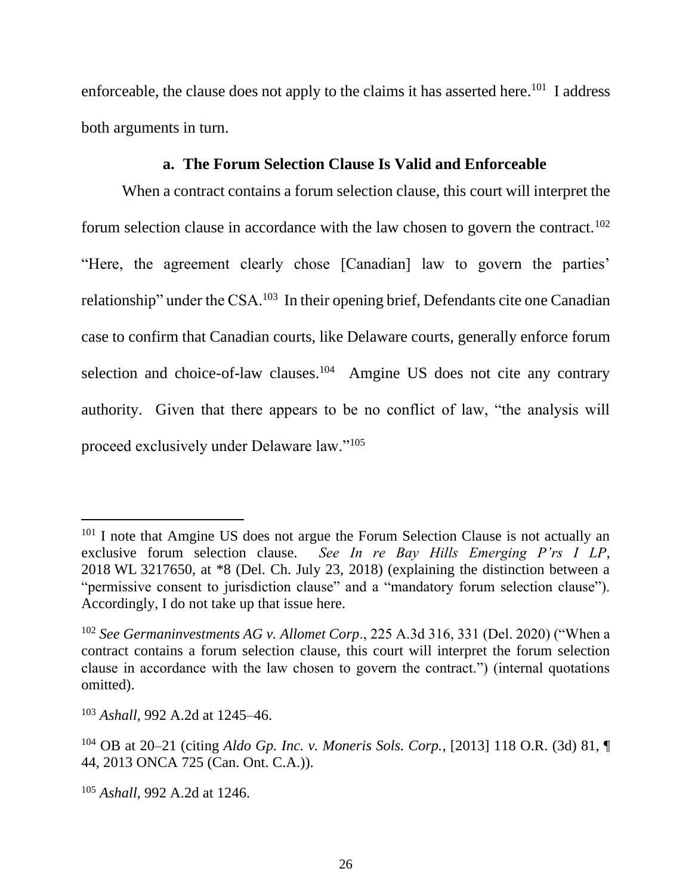enforceable, the clause does not apply to the claims it has asserted here.[101] I address both arguments in turn.

### a. The Forum Selection Clause Is Valid and Enforceable

When a contract contains a forum selection clause, this court will interpret the forum selection clause in accordance with the law chosen to govern the contract.[102] "Here, the agreement clearly chose [Canadian] law to govern the parties' relationship" under the CSA.[103] In their opening brief, Defendants cite one Canadian case to confirm that Canadian courts, like Delaware courts, generally enforce forum selection and choice-of-law clauses.[104] Amgine US does not cite any contrary authority. Given that there appears to be no conflict of law, "the analysis will proceed exclusively under Delaware law."[105]

---

[101] I note that Amgine US does not argue the Forum Selection Clause is not actually an exclusive forum selection clause. *See In re Bay Hills Emerging P'rs I LP*, 2018 WL 3217650, at *8 (Del. Ch. July 23, 2018) (explaining the distinction between a "permissive consent to jurisdiction clause" and a "mandatory forum selection clause"). Accordingly, I do not take up that issue here.

[102] *See Germaninvestments AG v. Allomet Corp*., 225 A.3d 316, 331 (Del. 2020) ("When a contract contains a forum selection clause, this court will interpret the forum selection clause in accordance with the law chosen to govern the contract.") (internal quotations omitted).

[103] *Ashall*, 992 A.2d at 1245–46.

[104] OB at 20–21 (citing *Aldo Gp. Inc. v. Moneris Sols. Corp.*, [2013] 118 O.R. (3d) 81, ¶ 44, 2013 ONCA 725 (Can. Ont. C.A.)).

[105] *Ashall*, 992 A.2d at 1246.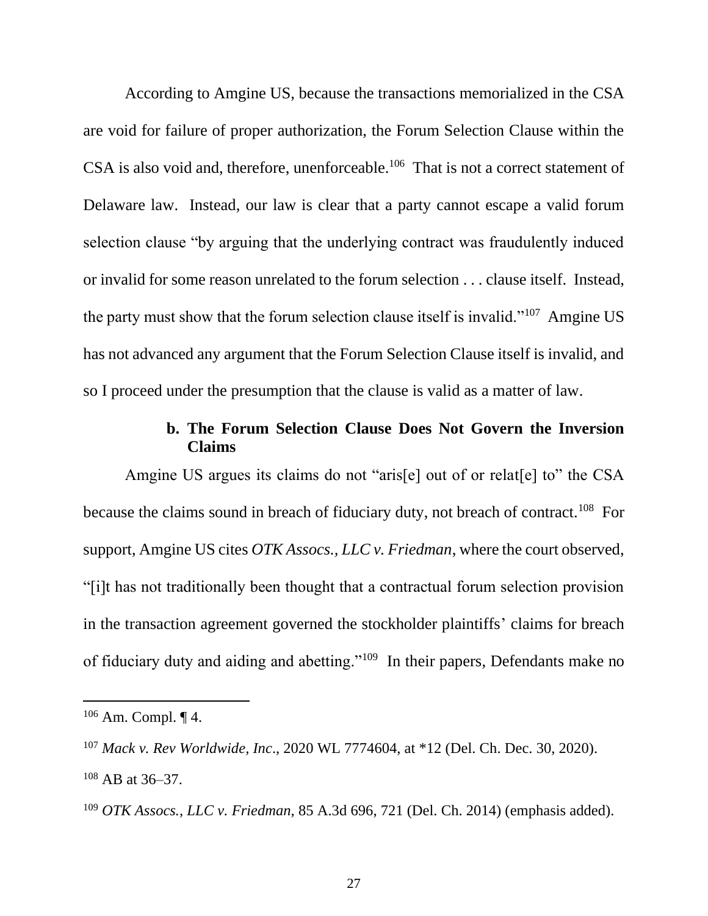According to Amgine US, because the transactions memorialized in the CSA are void for failure of proper authorization, the Forum Selection Clause within the CSA is also void and, therefore, unenforceable.[106] That is not a correct statement of Delaware law. Instead, our law is clear that a party cannot escape a valid forum selection clause "by arguing that the underlying contract was fraudulently induced or invalid for some reason unrelated to the forum selection . . . clause itself. Instead, the party must show that the forum selection clause itself is invalid."[107] Amgine US has not advanced any argument that the Forum Selection Clause itself is invalid, and so I proceed under the presumption that the clause is valid as a matter of law.

**b. The Forum Selection Clause Does Not Govern the Inversion Claims**

Amgine US argues its claims do not "aris[e] out of or relat[e] to" the CSA because the claims sound in breach of fiduciary duty, not breach of contract.[108] For support, Amgine US cites *OTK Assocs., LLC v. Friedman*, where the court observed, "[i]t has not traditionally been thought that a contractual forum selection provision in the transaction agreement governed the stockholder plaintiffs' claims for breach of fiduciary duty and aiding and abetting."[109] In their papers, Defendants make no

---

[106] Am. Compl. ¶ 4.

[107] *Mack v. Rev Worldwide, Inc*., 2020 WL 7774604, at *12 (Del. Ch. Dec. 30, 2020).

[108] AB at 36–37.

[109] *OTK Assocs., LLC v. Friedman*, 85 A.3d 696, 721 (Del. Ch. 2014) (emphasis added).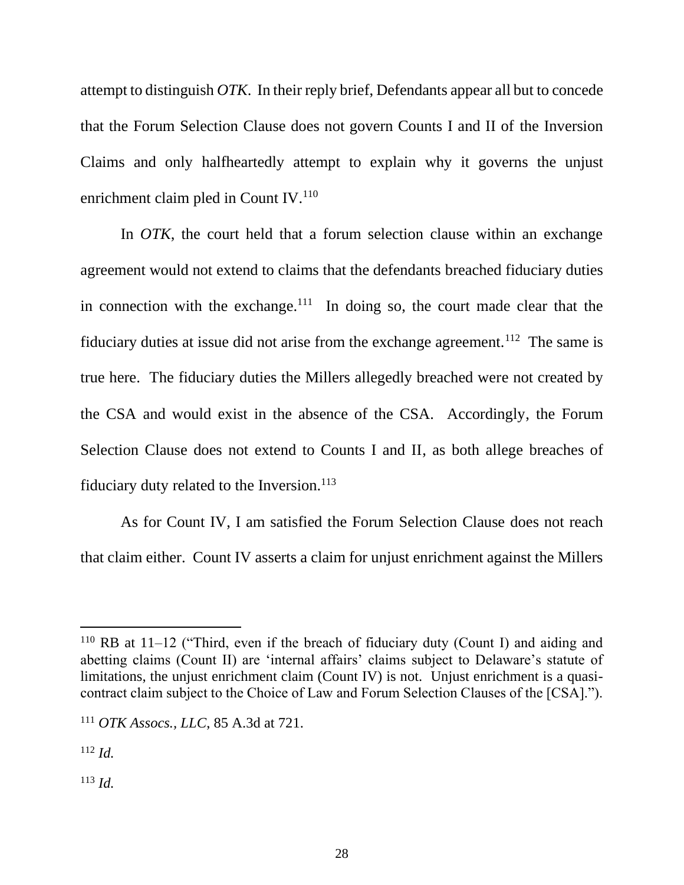attempt to distinguish *OTK*. In their reply brief, Defendants appear all but to concede that the Forum Selection Clause does not govern Counts I and II of the Inversion Claims and only halfheartedly attempt to explain why it governs the unjust enrichment claim pled in Count IV.[110]

In *OTK*, the court held that a forum selection clause within an exchange agreement would not extend to claims that the defendants breached fiduciary duties in connection with the exchange.[111] In doing so, the court made clear that the fiduciary duties at issue did not arise from the exchange agreement.[112] The same is true here. The fiduciary duties the Millers allegedly breached were not created by the CSA and would exist in the absence of the CSA. Accordingly, the Forum Selection Clause does not extend to Counts I and II, as both allege breaches of fiduciary duty related to the Inversion.[113]

As for Count IV, I am satisfied the Forum Selection Clause does not reach that claim either. Count IV asserts a claim for unjust enrichment against the Millers

---

[110] RB at 11–12 ("Third, even if the breach of fiduciary duty (Count I) and aiding and abetting claims (Count II) are 'internal affairs' claims subject to Delaware's statute of limitations, the unjust enrichment claim (Count IV) is not. Unjust enrichment is a quasi-contract claim subject to the Choice of Law and Forum Selection Clauses of the [CSA].").

[111] *OTK Assocs., LLC*, 85 A.3d at 721.

[112] *Id.*

[113] *Id.*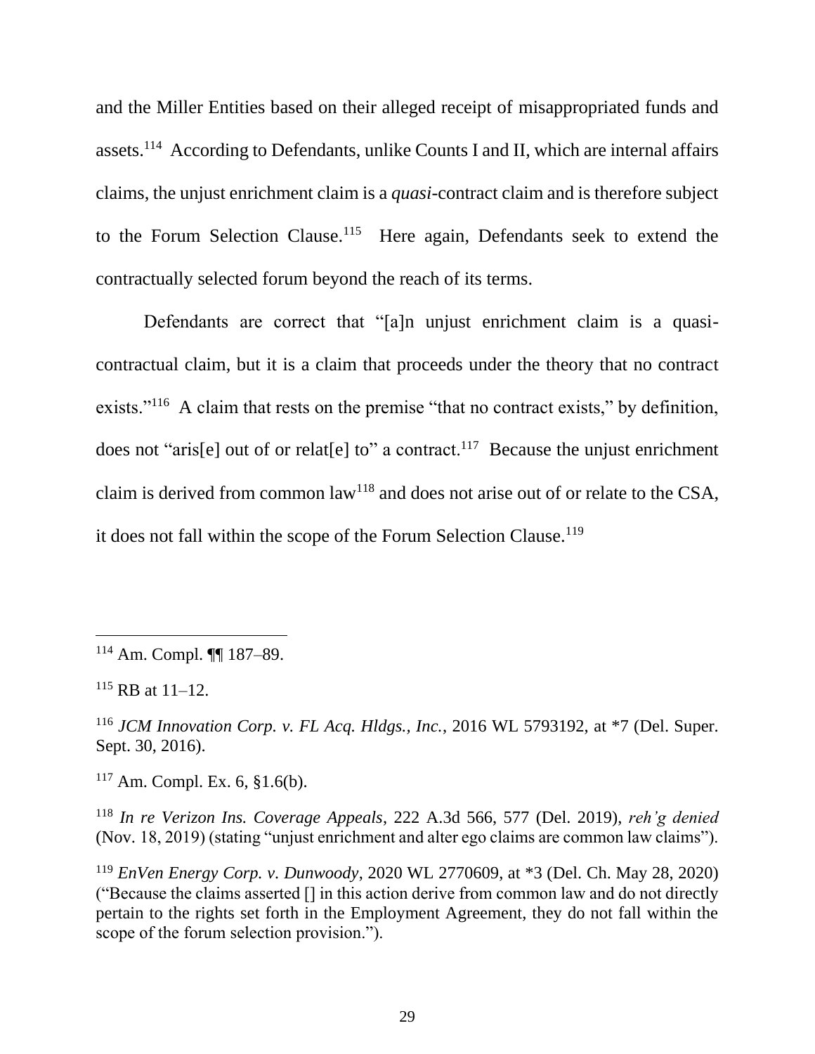and the Miller Entities based on their alleged receipt of misappropriated funds and assets.[114] According to Defendants, unlike Counts I and II, which are internal affairs claims, the unjust enrichment claim is a *quasi*-contract claim and is therefore subject to the Forum Selection Clause.[115] Here again, Defendants seek to extend the contractually selected forum beyond the reach of its terms.

Defendants are correct that "[a]n unjust enrichment claim is a quasi-contractual claim, but it is a claim that proceeds under the theory that no contract exists."[116] A claim that rests on the premise "that no contract exists," by definition, does not "aris[e] out of or relat[e] to" a contract.[117] Because the unjust enrichment claim is derived from common law[118] and does not arise out of or relate to the CSA, it does not fall within the scope of the Forum Selection Clause.[119]

---

[114] Am. Compl. ¶¶ 187–89.

[115] RB at 11–12.

[116] *JCM Innovation Corp. v. FL Acq. Hldgs., Inc.*, 2016 WL 5793192, at *7 (Del. Super. Sept. 30, 2016).

[117] Am. Compl. Ex. 6, §1.6(b).

[118] *In re Verizon Ins. Coverage Appeals*, 222 A.3d 566, 577 (Del. 2019), *reh'g denied* (Nov. 18, 2019) (stating "unjust enrichment and alter ego claims are common law claims").

[119] *EnVen Energy Corp. v. Dunwoody*, 2020 WL 2770609, at *3 (Del. Ch. May 28, 2020) ("Because the claims asserted [] in this action derive from common law and do not directly pertain to the rights set forth in the Employment Agreement, they do not fall within the scope of the forum selection provision.").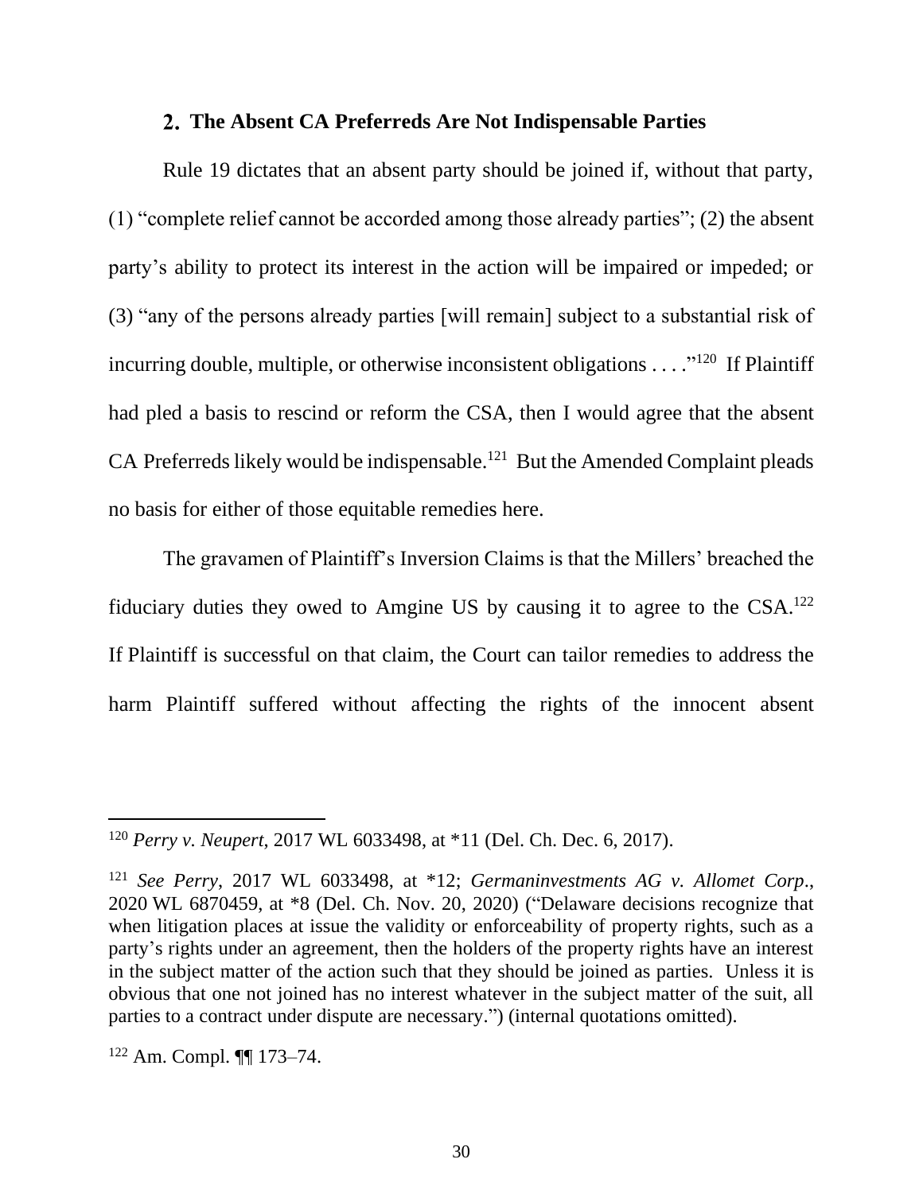## 2. The Absent CA Preferreds Are Not Indispensable Parties

Rule 19 dictates that an absent party should be joined if, without that party, (1) "complete relief cannot be accorded among those already parties"; (2) the absent party's ability to protect its interest in the action will be impaired or impeded; or (3) "any of the persons already parties [will remain] subject to a substantial risk of incurring double, multiple, or otherwise inconsistent obligations . . . ."[120] If Plaintiff had pled a basis to rescind or reform the CSA, then I would agree that the absent CA Preferreds likely would be indispensable.[121] But the Amended Complaint pleads no basis for either of those equitable remedies here.

The gravamen of Plaintiff's Inversion Claims is that the Millers' breached the fiduciary duties they owed to Amgine US by causing it to agree to the CSA.[122] If Plaintiff is successful on that claim, the Court can tailor remedies to address the harm Plaintiff suffered without affecting the rights of the innocent absent

---

[120] *Perry v. Neupert*, 2017 WL 6033498, at *11 (Del. Ch. Dec. 6, 2017).

[121] *See Perry*, 2017 WL 6033498, at *12; *Germaninvestments AG v. Allomet Corp*., 2020 WL 6870459, at *8 (Del. Ch. Nov. 20, 2020) ("Delaware decisions recognize that when litigation places at issue the validity or enforceability of property rights, such as a party's rights under an agreement, then the holders of the property rights have an interest in the subject matter of the action such that they should be joined as parties. Unless it is obvious that one not joined has no interest whatever in the subject matter of the suit, all parties to a contract under dispute are necessary.") (internal quotations omitted).

[122] Am. Compl. ¶¶ 173–74.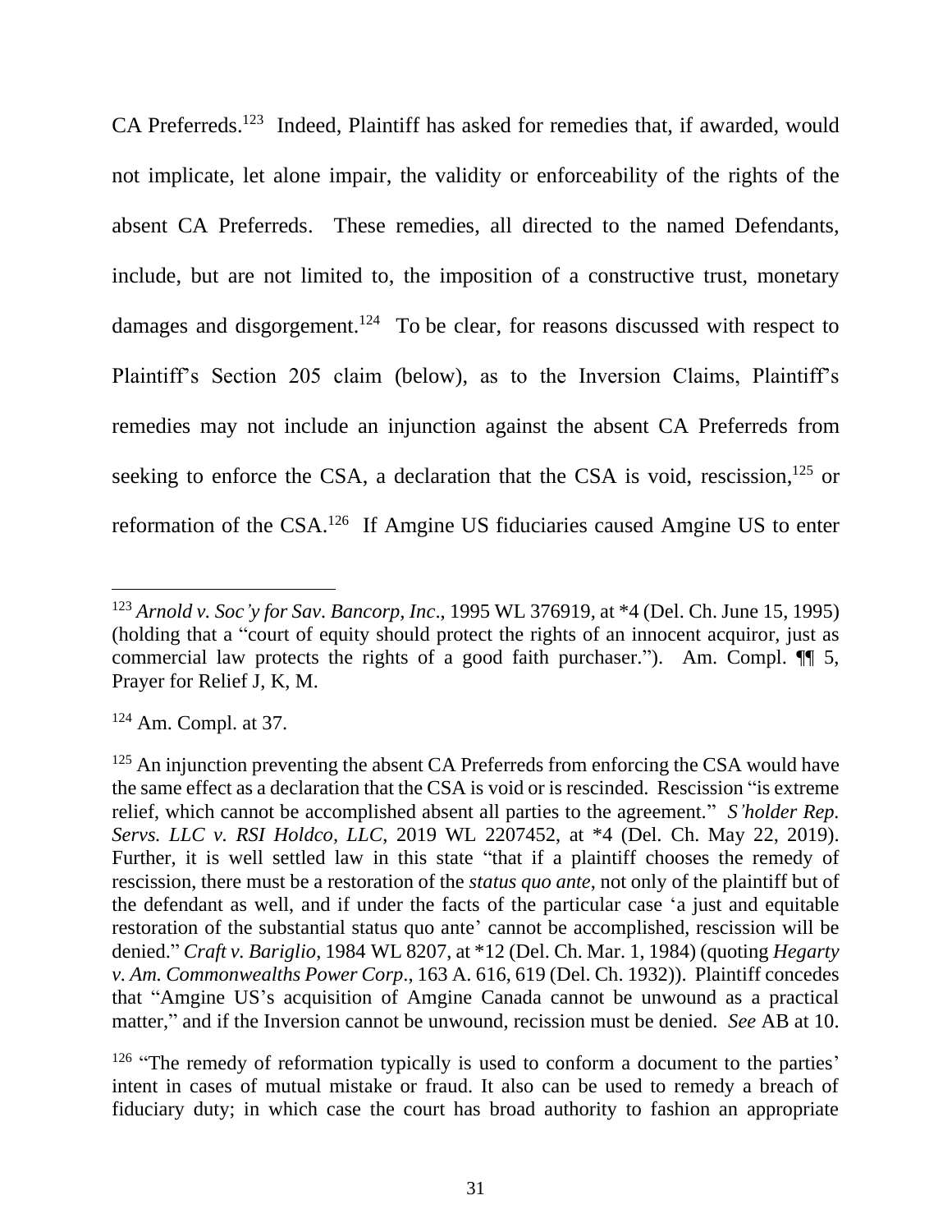CA Preferreds.[123] Indeed, Plaintiff has asked for remedies that, if awarded, would not implicate, let alone impair, the validity or enforceability of the rights of the absent CA Preferreds. These remedies, all directed to the named Defendants, include, but are not limited to, the imposition of a constructive trust, monetary damages and disgorgement.[124] To be clear, for reasons discussed with respect to Plaintiff's Section 205 claim (below), as to the Inversion Claims, Plaintiff's remedies may not include an injunction against the absent CA Preferreds from seeking to enforce the CSA, a declaration that the CSA is void, rescission,[125] or reformation of the CSA.[126] If Amgine US fiduciaries caused Amgine US to enter

---

[123] *Arnold v. Soc'y for Sav. Bancorp, Inc*., 1995 WL 376919, at *4 (Del. Ch. June 15, 1995) (holding that a "court of equity should protect the rights of an innocent acquiror, just as commercial law protects the rights of a good faith purchaser."). Am. Compl. ¶¶ 5, Prayer for Relief J, K, M.

[124] Am. Compl. at 37.

[125] An injunction preventing the absent CA Preferreds from enforcing the CSA would have the same effect as a declaration that the CSA is void or is rescinded. Rescission "is extreme relief, which cannot be accomplished absent all parties to the agreement." *S'holder Rep. Servs. LLC v. RSI Holdco, LLC*, 2019 WL 2207452, at *4 (Del. Ch. May 22, 2019). Further, it is well settled law in this state "that if a plaintiff chooses the remedy of rescission, there must be a restoration of the *status quo ante*, not only of the plaintiff but of the defendant as well, and if under the facts of the particular case 'a just and equitable restoration of the substantial status quo ante' cannot be accomplished, rescission will be denied." *Craft v. Bariglio*, 1984 WL 8207, at *12 (Del. Ch. Mar. 1, 1984) (quoting *Hegarty v. Am. Commonwealths Power Corp.*, 163 A. 616, 619 (Del. Ch. 1932)). Plaintiff concedes that "Amgine US's acquisition of Amgine Canada cannot be unwound as a practical matter," and if the Inversion cannot be unwound, recission must be denied. *See* AB at 10.

[126] "The remedy of reformation typically is used to conform a document to the parties' intent in cases of mutual mistake or fraud. It also can be used to remedy a breach of fiduciary duty; in which case the court has broad authority to fashion an appropriate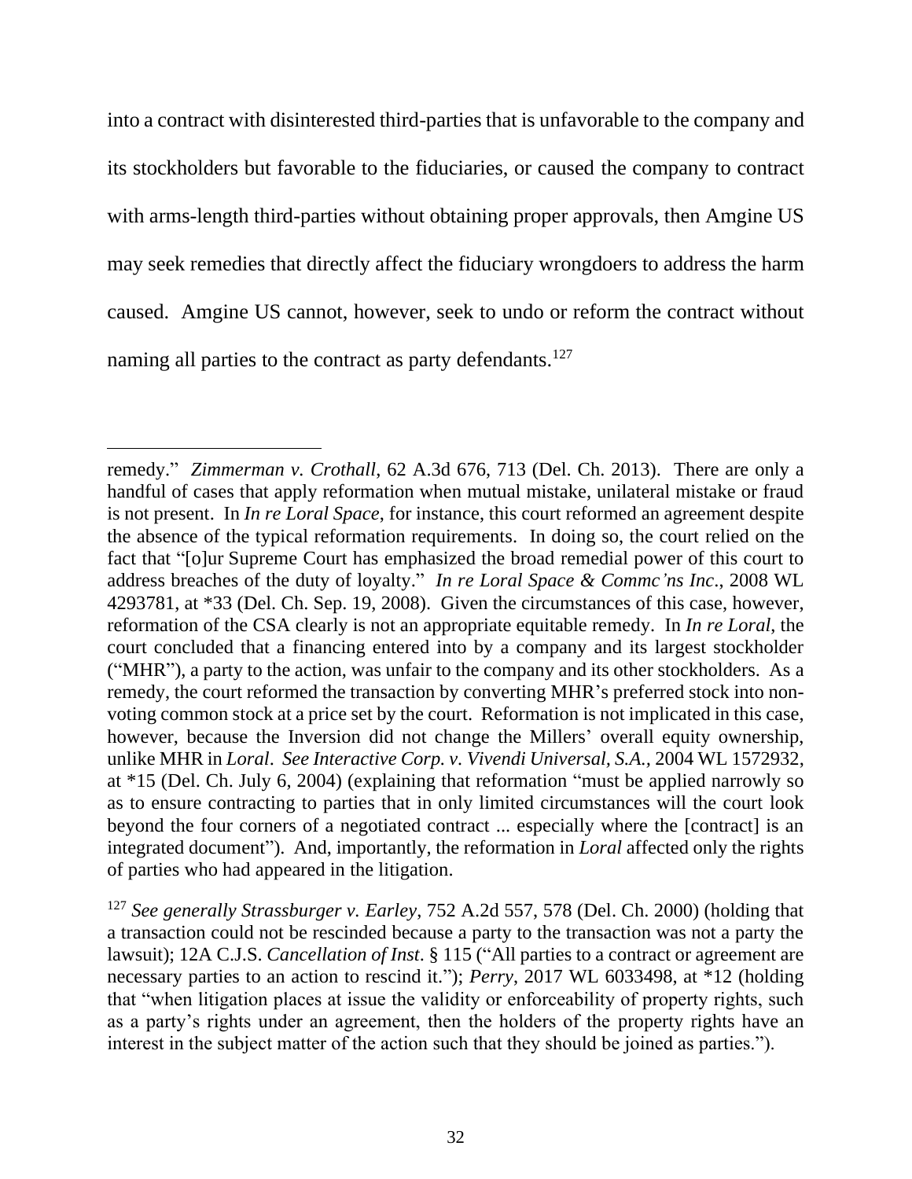into a contract with disinterested third-parties that is unfavorable to the company and its stockholders but favorable to the fiduciaries, or caused the company to contract with arms-length third-parties without obtaining proper approvals, then Amgine US may seek remedies that directly affect the fiduciary wrongdoers to address the harm caused. Amgine US cannot, however, seek to undo or reform the contract without naming all parties to the contract as party defendants.[127]

---

remedy." *Zimmerman v. Crothall*, 62 A.3d 676, 713 (Del. Ch. 2013). There are only a handful of cases that apply reformation when mutual mistake, unilateral mistake or fraud is not present. In *In re Loral Space*, for instance, this court reformed an agreement despite the absence of the typical reformation requirements. In doing so, the court relied on the fact that "[o]ur Supreme Court has emphasized the broad remedial power of this court to address breaches of the duty of loyalty." *In re Loral Space & Commc'ns Inc*., 2008 WL 4293781, at *33 (Del. Ch. Sep. 19, 2008). Given the circumstances of this case, however, reformation of the CSA clearly is not an appropriate equitable remedy. In *In re Loral*, the court concluded that a financing entered into by a company and its largest stockholder ("MHR"), a party to the action, was unfair to the company and its other stockholders. As a remedy, the court reformed the transaction by converting MHR's preferred stock into non-voting common stock at a price set by the court. Reformation is not implicated in this case, however, because the Inversion did not change the Millers' overall equity ownership, unlike MHR in *Loral*. *See Interactive Corp. v. Vivendi Universal, S.A.*, 2004 WL 1572932, at *15 (Del. Ch. July 6, 2004) (explaining that reformation "must be applied narrowly so as to ensure contracting to parties that in only limited circumstances will the court look beyond the four corners of a negotiated contract ... especially where the [contract] is an integrated document"). And, importantly, the reformation in *Loral* affected only the rights of parties who had appeared in the litigation.

[127] *See generally Strassburger v. Earley*, 752 A.2d 557, 578 (Del. Ch. 2000) (holding that a transaction could not be rescinded because a party to the transaction was not a party the lawsuit); 12A C.J.S. *Cancellation of Inst*. § 115 ("All parties to a contract or agreement are necessary parties to an action to rescind it."); *Perry*, 2017 WL 6033498, at *12 (holding that "when litigation places at issue the validity or enforceability of property rights, such as a party's rights under an agreement, then the holders of the property rights have an interest in the subject matter of the action such that they should be joined as parties.").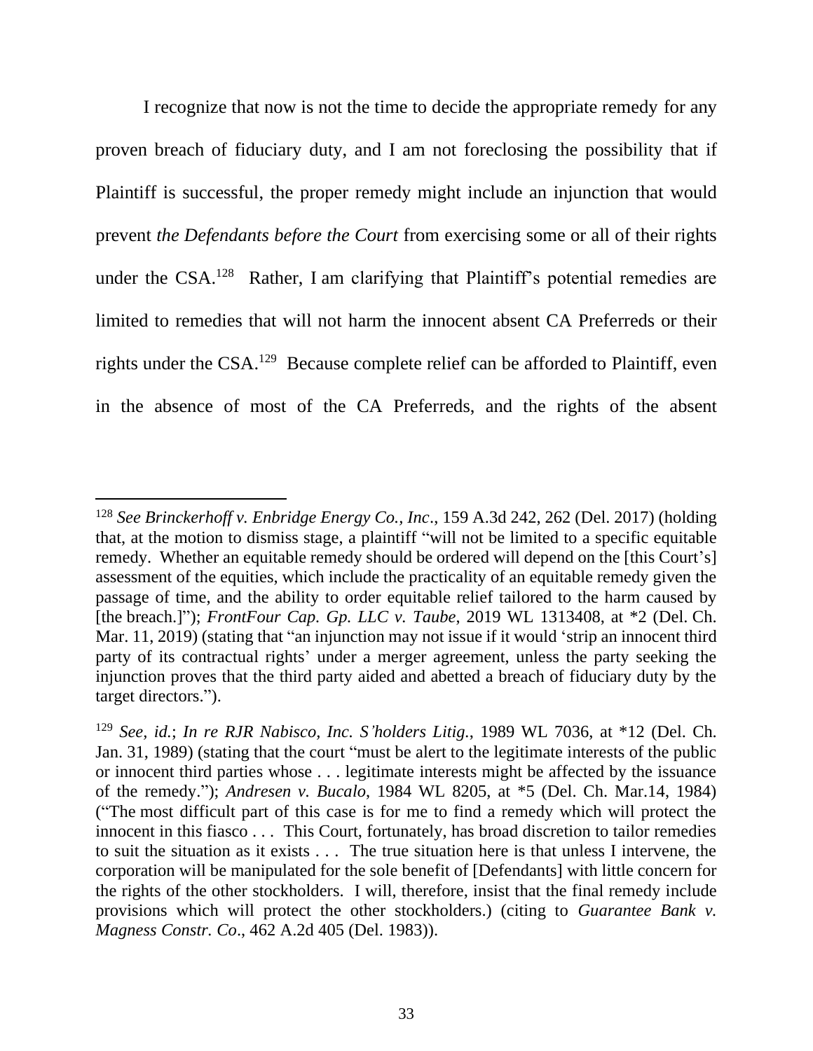I recognize that now is not the time to decide the appropriate remedy for any proven breach of fiduciary duty, and I am not foreclosing the possibility that if Plaintiff is successful, the proper remedy might include an injunction that would prevent *the Defendants before the Court* from exercising some or all of their rights under the CSA.[128] Rather, I am clarifying that Plaintiff's potential remedies are limited to remedies that will not harm the innocent absent CA Preferreds or their rights under the CSA.[129] Because complete relief can be afforded to Plaintiff, even in the absence of most of the CA Preferreds, and the rights of the absent

---

[128] *See Brinckerhoff v. Enbridge Energy Co., Inc*., 159 A.3d 242, 262 (Del. 2017) (holding that, at the motion to dismiss stage, a plaintiff "will not be limited to a specific equitable remedy. Whether an equitable remedy should be ordered will depend on the [this Court's] assessment of the equities, which include the practicality of an equitable remedy given the passage of time, and the ability to order equitable relief tailored to the harm caused by [the breach.]"); *FrontFour Cap. Gp. LLC v. Taube*, 2019 WL 1313408, at *2 (Del. Ch. Mar. 11, 2019) (stating that "an injunction may not issue if it would 'strip an innocent third party of its contractual rights' under a merger agreement, unless the party seeking the injunction proves that the third party aided and abetted a breach of fiduciary duty by the target directors.").

[129] *See, id.*; *In re RJR Nabisco, Inc. S'holders Litig*., 1989 WL 7036, at *12 (Del. Ch. Jan. 31, 1989) (stating that the court "must be alert to the legitimate interests of the public or innocent third parties whose . . . legitimate interests might be affected by the issuance of the remedy."); *Andresen v. Bucalo*, 1984 WL 8205, at *5 (Del. Ch. Mar.14, 1984) ("The most difficult part of this case is for me to find a remedy which will protect the innocent in this fiasco . . . This Court, fortunately, has broad discretion to tailor remedies to suit the situation as it exists . . . The true situation here is that unless I intervene, the corporation will be manipulated for the sole benefit of [Defendants] with little concern for the rights of the other stockholders. I will, therefore, insist that the final remedy include provisions which will protect the other stockholders.) (citing to *Guarantee Bank v. Magness Constr. Co*., 462 A.2d 405 (Del. 1983)).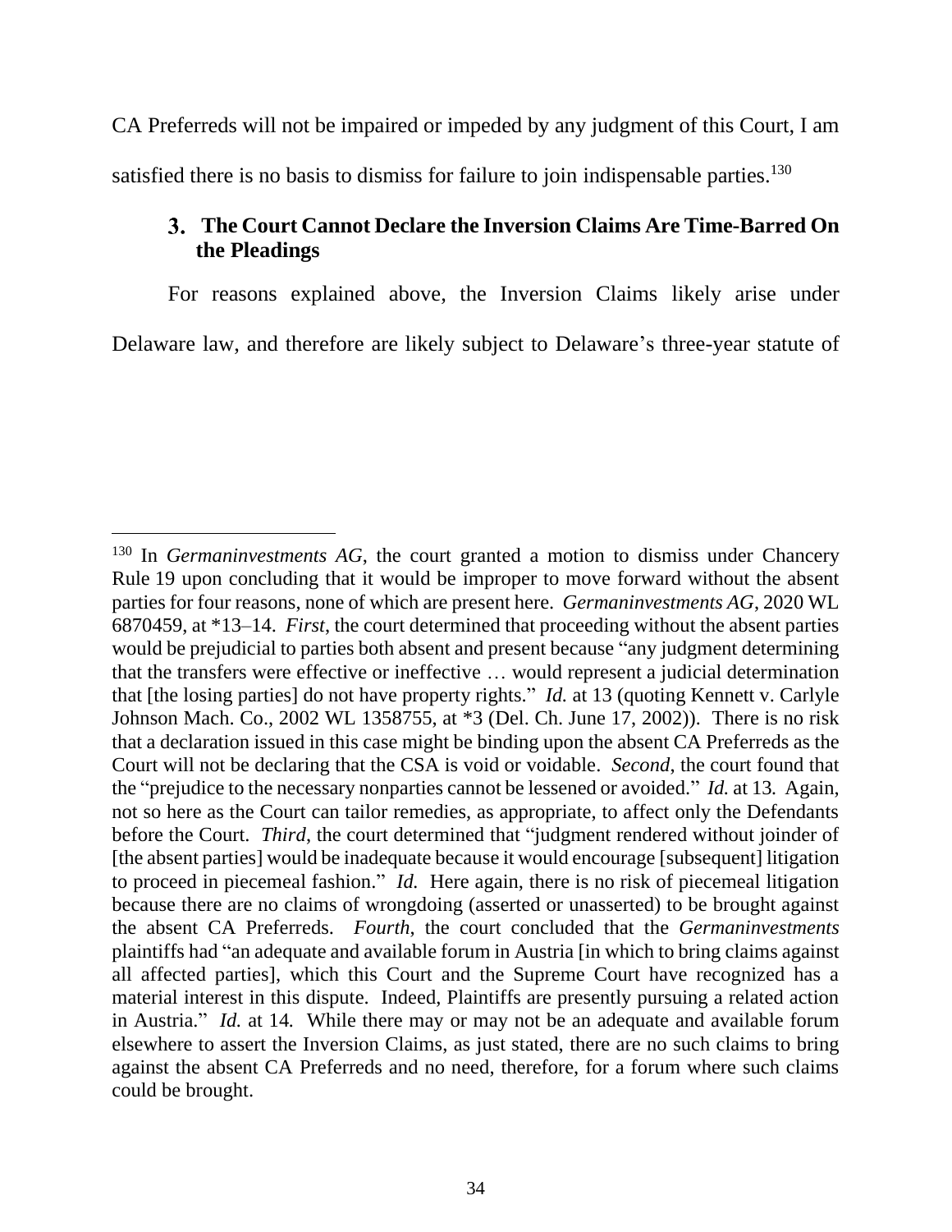CA Preferreds will not be impaired or impeded by any judgment of this Court, I am satisfied there is no basis to dismiss for failure to join indispensable parties.[130]

### 3. The Court Cannot Declare the Inversion Claims Are Time-Barred On the Pleadings

For reasons explained above, the Inversion Claims likely arise under Delaware law, and therefore are likely subject to Delaware's three-year statute of

---

[130] In *Germaninvestments AG*, the court granted a motion to dismiss under Chancery Rule 19 upon concluding that it would be improper to move forward without the absent parties for four reasons, none of which are present here. *Germaninvestments AG*, 2020 WL 6870459, at *13–14. *First*, the court determined that proceeding without the absent parties would be prejudicial to parties both absent and present because "any judgment determining that the transfers were effective or ineffective … would represent a judicial determination that [the losing parties] do not have property rights." *Id.* at 13 (quoting Kennett v. Carlyle Johnson Mach. Co., 2002 WL 1358755, at *3 (Del. Ch. June 17, 2002)). There is no risk that a declaration issued in this case might be binding upon the absent CA Preferreds as the Court will not be declaring that the CSA is void or voidable. *Second*, the court found that the "prejudice to the necessary nonparties cannot be lessened or avoided." *Id.* at 13. Again, not so here as the Court can tailor remedies, as appropriate, to affect only the Defendants before the Court. *Third*, the court determined that "judgment rendered without joinder of [the absent parties] would be inadequate because it would encourage [subsequent] litigation to proceed in piecemeal fashion." *Id.* Here again, there is no risk of piecemeal litigation because there are no claims of wrongdoing (asserted or unasserted) to be brought against the absent CA Preferreds. *Fourth*, the court concluded that the *Germaninvestments* plaintiffs had "an adequate and available forum in Austria [in which to bring claims against all affected parties], which this Court and the Supreme Court have recognized has a material interest in this dispute. Indeed, Plaintiffs are presently pursuing a related action in Austria." *Id.* at 14. While there may or may not be an adequate and available forum elsewhere to assert the Inversion Claims, as just stated, there are no such claims to bring against the absent CA Preferreds and no need, therefore, for a forum where such claims could be brought.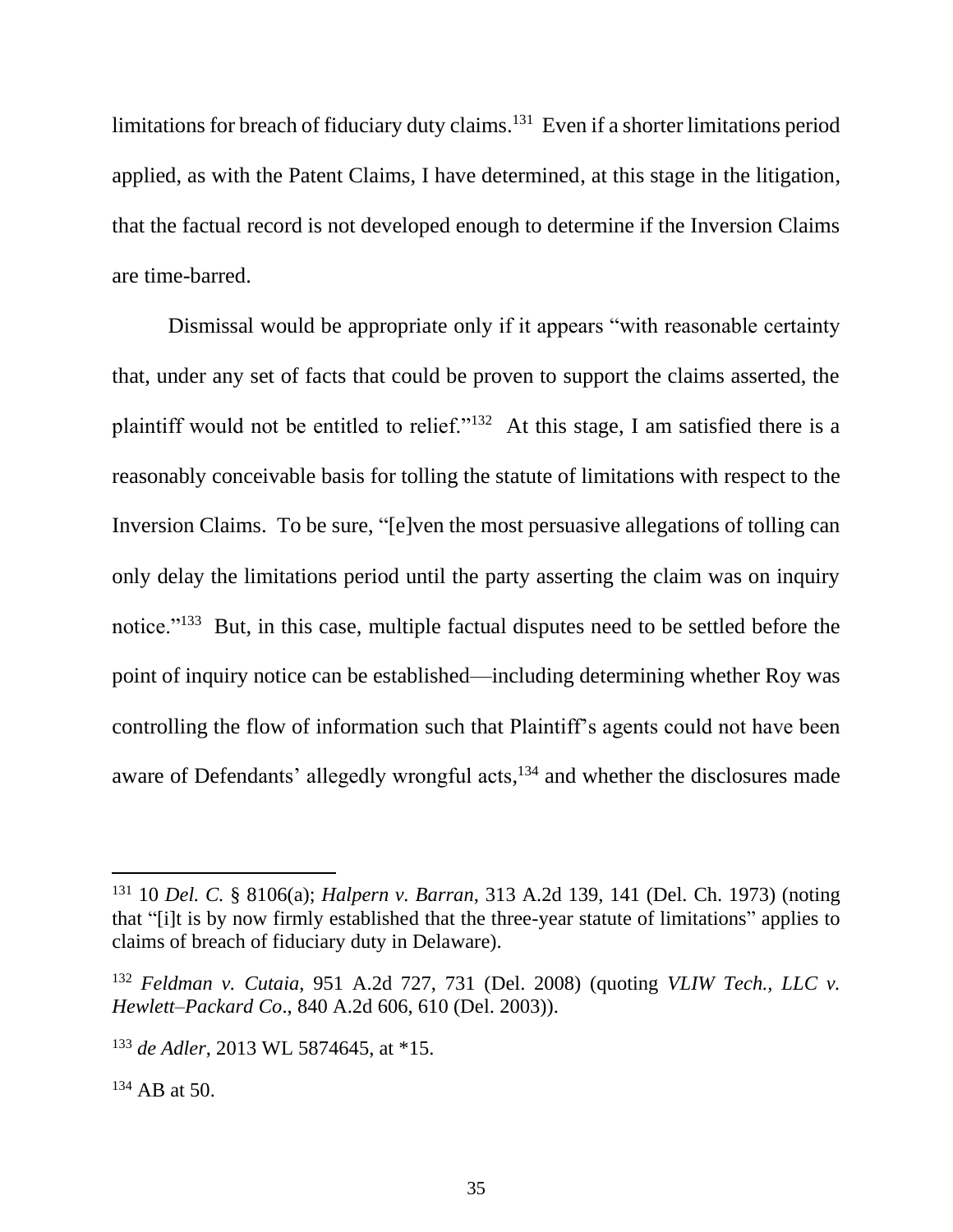limitations for breach of fiduciary duty claims.[131] Even if a shorter limitations period applied, as with the Patent Claims, I have determined, at this stage in the litigation, that the factual record is not developed enough to determine if the Inversion Claims are time-barred.

Dismissal would be appropriate only if it appears "with reasonable certainty that, under any set of facts that could be proven to support the claims asserted, the plaintiff would not be entitled to relief."[132] At this stage, I am satisfied there is a reasonably conceivable basis for tolling the statute of limitations with respect to the Inversion Claims. To be sure, "[e]ven the most persuasive allegations of tolling can only delay the limitations period until the party asserting the claim was on inquiry notice."[133] But, in this case, multiple factual disputes need to be settled before the point of inquiry notice can be established—including determining whether Roy was controlling the flow of information such that Plaintiff's agents could not have been aware of Defendants' allegedly wrongful acts,[134] and whether the disclosures made

---

[131] 10 *Del. C.* § 8106(a); *Halpern v. Barran*, 313 A.2d 139, 141 (Del. Ch. 1973) (noting that "[i]t is by now firmly established that the three-year statute of limitations" applies to claims of breach of fiduciary duty in Delaware).

[132] *Feldman v. Cutaia*, 951 A.2d 727, 731 (Del. 2008) (quoting *VLIW Tech., LLC v. Hewlett–Packard Co*., 840 A.2d 606, 610 (Del. 2003)).

[133] *de Adler*, 2013 WL 5874645, at *15.

[134] AB at 50.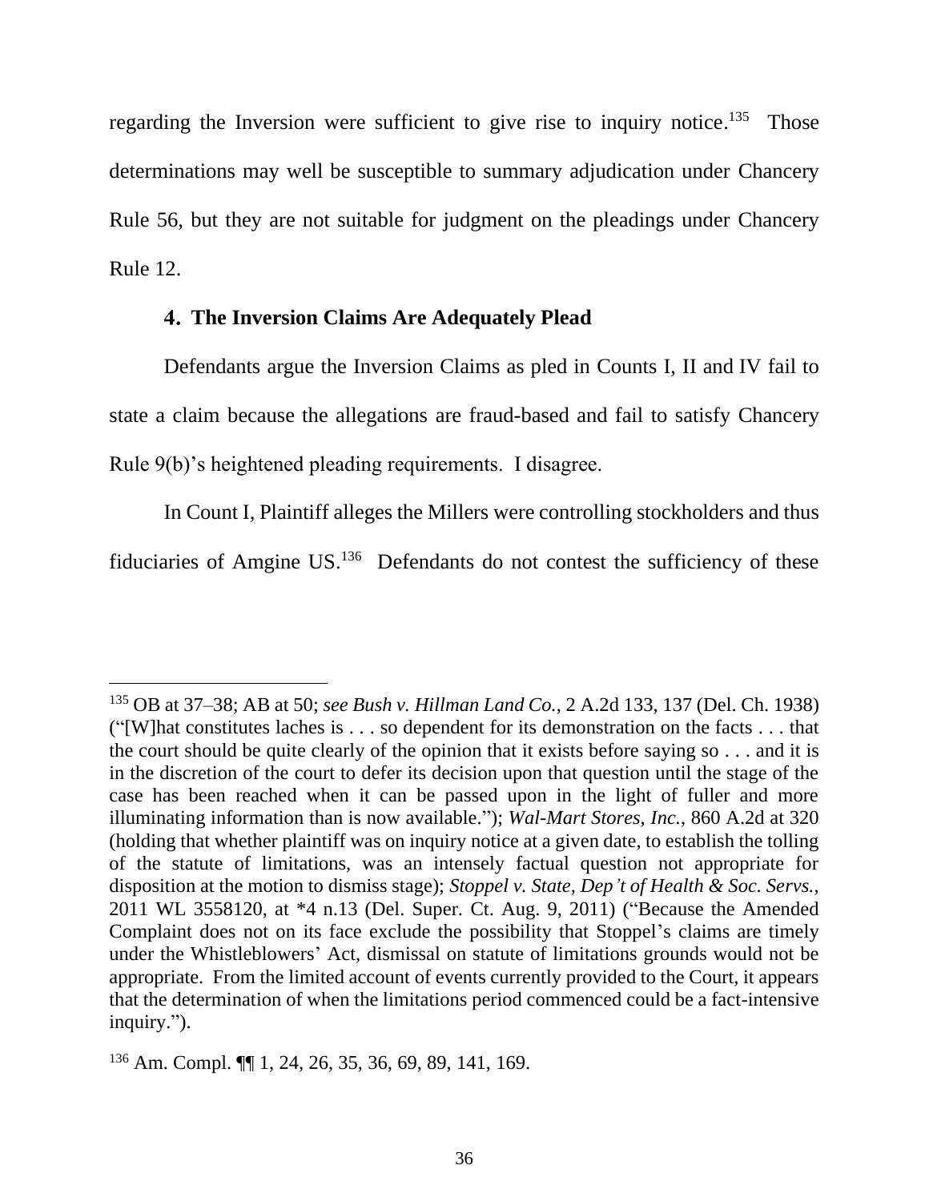regarding the Inversion were sufficient to give rise to inquiry notice.[135] Those determinations may well be susceptible to summary adjudication under Chancery Rule 56, but they are not suitable for judgment on the pleadings under Chancery Rule 12.

### 4. The Inversion Claims Are Adequately Plead

Defendants argue the Inversion Claims as pled in Counts I, II and IV fail to state a claim because the allegations are fraud-based and fail to satisfy Chancery Rule 9(b)'s heightened pleading requirements. I disagree.

In Count I, Plaintiff alleges the Millers were controlling stockholders and thus fiduciaries of Amgine US.[136] Defendants do not contest the sufficiency of these

---

[135] OB at 37–38; AB at 50; *see Bush v. Hillman Land Co.*, 2 A.2d 133, 137 (Del. Ch. 1938) ("[W]hat constitutes laches is . . . so dependent for its demonstration on the facts . . . that the court should be quite clearly of the opinion that it exists before saying so . . . and it is in the discretion of the court to defer its decision upon that question until the stage of the case has been reached when it can be passed upon in the light of fuller and more illuminating information than is now available."); *Wal-Mart Stores, Inc.*, 860 A.2d at 320 (holding that whether plaintiff was on inquiry notice at a given date, to establish the tolling of the statute of limitations, was an intensely factual question not appropriate for disposition at the motion to dismiss stage); *Stoppel v. State, Dep't of Health & Soc. Servs.*, 2011 WL 3558120, at *4 n.13 (Del. Super. Ct. Aug. 9, 2011) ("Because the Amended Complaint does not on its face exclude the possibility that Stoppel's claims are timely under the Whistleblowers' Act, dismissal on statute of limitations grounds would not be appropriate. From the limited account of events currently provided to the Court, it appears that the determination of when the limitations period commenced could be a fact-intensive inquiry.").

[136] Am. Compl. ¶¶ 1, 24, 26, 35, 36, 69, 89, 141, 169.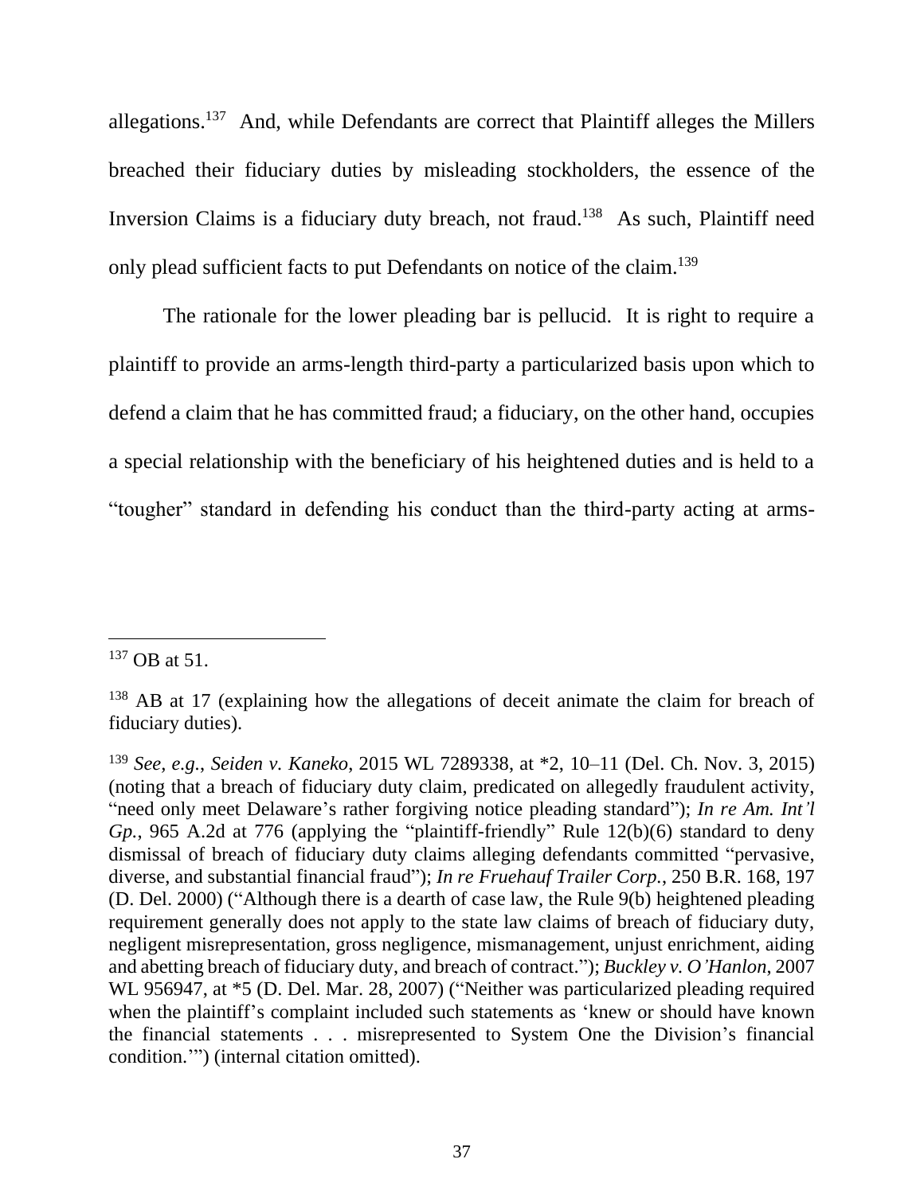allegations.[137] And, while Defendants are correct that Plaintiff alleges the Millers breached their fiduciary duties by misleading stockholders, the essence of the Inversion Claims is a fiduciary duty breach, not fraud.[138] As such, Plaintiff need only plead sufficient facts to put Defendants on notice of the claim.[139]

The rationale for the lower pleading bar is pellucid. It is right to require a plaintiff to provide an arms-length third-party a particularized basis upon which to defend a claim that he has committed fraud; a fiduciary, on the other hand, occupies a special relationship with the beneficiary of his heightened duties and is held to a "tougher" standard in defending his conduct than the third-party acting at arms-

---

[137] OB at 51.

[138] AB at 17 (explaining how the allegations of deceit animate the claim for breach of fiduciary duties).

[139] *See, e.g.*, *Seiden v. Kaneko*, 2015 WL 7289338, at *2, 10–11 (Del. Ch. Nov. 3, 2015) (noting that a breach of fiduciary duty claim, predicated on allegedly fraudulent activity, "need only meet Delaware's rather forgiving notice pleading standard"); *In re Am. Int'l Gp.*, 965 A.2d at 776 (applying the "plaintiff-friendly" Rule 12(b)(6) standard to deny dismissal of breach of fiduciary duty claims alleging defendants committed "pervasive, diverse, and substantial financial fraud"); *In re Fruehauf Trailer Corp.*, 250 B.R. 168, 197 (D. Del. 2000) ("Although there is a dearth of case law, the Rule 9(b) heightened pleading requirement generally does not apply to the state law claims of breach of fiduciary duty, negligent misrepresentation, gross negligence, mismanagement, unjust enrichment, aiding and abetting breach of fiduciary duty, and breach of contract."); *Buckley v. O'Hanlon*, 2007 WL 956947, at *5 (D. Del. Mar. 28, 2007) ("Neither was particularized pleading required when the plaintiff's complaint included such statements as 'knew or should have known the financial statements . . . misrepresented to System One the Division's financial condition.'") (internal citation omitted).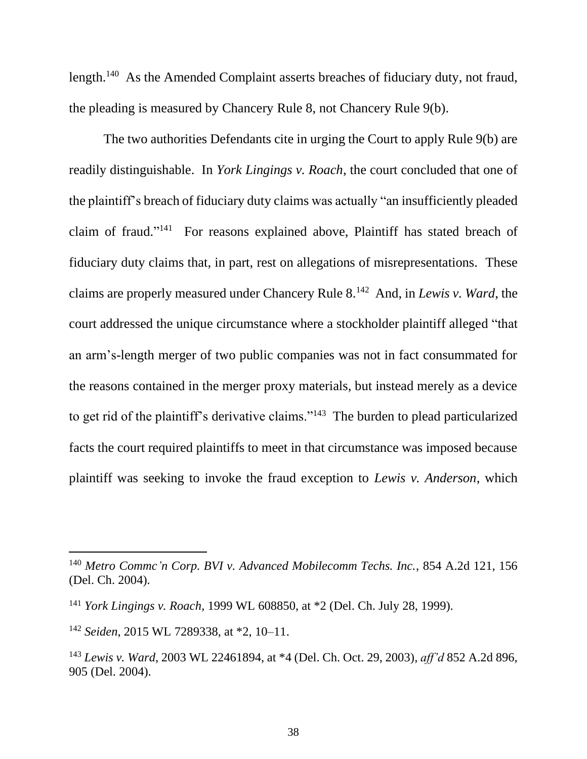length.[140] As the Amended Complaint asserts breaches of fiduciary duty, not fraud, the pleading is measured by Chancery Rule 8, not Chancery Rule 9(b).

The two authorities Defendants cite in urging the Court to apply Rule 9(b) are readily distinguishable. In *York Lingings v. Roach*, the court concluded that one of the plaintiff's breach of fiduciary duty claims was actually "an insufficiently pleaded claim of fraud."[141] For reasons explained above, Plaintiff has stated breach of fiduciary duty claims that, in part, rest on allegations of misrepresentations. These claims are properly measured under Chancery Rule 8.[142] And, in *Lewis v. Ward*, the court addressed the unique circumstance where a stockholder plaintiff alleged "that an arm's-length merger of two public companies was not in fact consummated for the reasons contained in the merger proxy materials, but instead merely as a device to get rid of the plaintiff's derivative claims."[143] The burden to plead particularized facts the court required plaintiffs to meet in that circumstance was imposed because plaintiff was seeking to invoke the fraud exception to *Lewis v. Anderson*, which

---

[140] *Metro Commc'n Corp. BVI v. Advanced Mobilecomm Techs. Inc.*, 854 A.2d 121, 156 (Del. Ch. 2004).

[141] *York Lingings v. Roach*, 1999 WL 608850, at *2 (Del. Ch. July 28, 1999).

[142] *Seiden*, 2015 WL 7289338, at *2, 10–11.

[143] *Lewis v. Ward*, 2003 WL 22461894, at *4 (Del. Ch. Oct. 29, 2003), *aff'd* 852 A.2d 896, 905 (Del. 2004).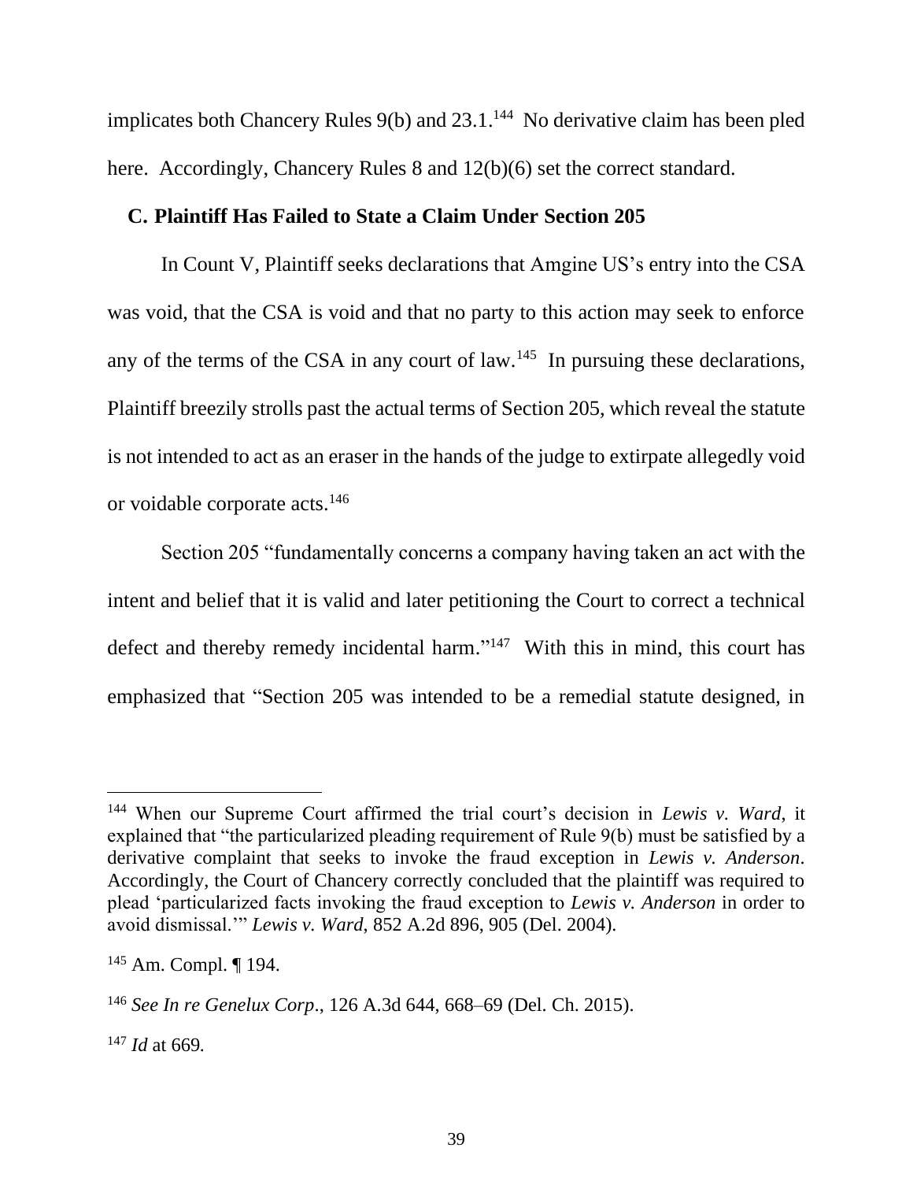implicates both Chancery Rules 9(b) and 23.1.[144] No derivative claim has been pled here. Accordingly, Chancery Rules 8 and 12(b)(6) set the correct standard.

**C. Plaintiff Has Failed to State a Claim Under Section 205**

In Count V, Plaintiff seeks declarations that Amgine US's entry into the CSA was void, that the CSA is void and that no party to this action may seek to enforce any of the terms of the CSA in any court of law.[145] In pursuing these declarations, Plaintiff breezily strolls past the actual terms of Section 205, which reveal the statute is not intended to act as an eraser in the hands of the judge to extirpate allegedly void or voidable corporate acts.[146]

Section 205 "fundamentally concerns a company having taken an act with the intent and belief that it is valid and later petitioning the Court to correct a technical defect and thereby remedy incidental harm."[147] With this in mind, this court has emphasized that "Section 205 was intended to be a remedial statute designed, in

---

[144] When our Supreme Court affirmed the trial court's decision in *Lewis v. Ward*, it explained that "the particularized pleading requirement of Rule 9(b) must be satisfied by a derivative complaint that seeks to invoke the fraud exception in *Lewis v. Anderson*. Accordingly, the Court of Chancery correctly concluded that the plaintiff was required to plead 'particularized facts invoking the fraud exception to *Lewis v. Anderson* in order to avoid dismissal.'" *Lewis v. Ward*, 852 A.2d 896, 905 (Del. 2004).

[145] Am. Compl. ¶ 194.

[146] *See In re Genelux Corp*., 126 A.3d 644, 668–69 (Del. Ch. 2015).

[147] *Id* at 669.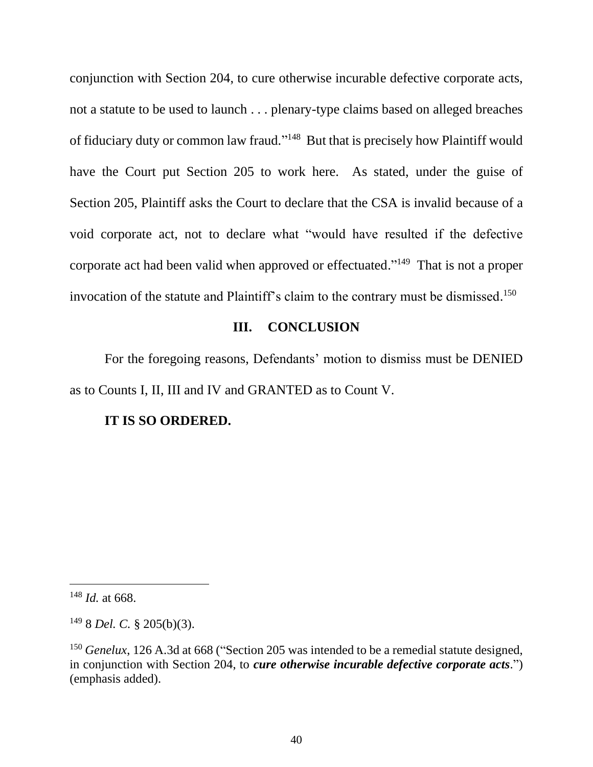conjunction with Section 204, to cure otherwise incurable defective corporate acts, not a statute to be used to launch . . . plenary-type claims based on alleged breaches of fiduciary duty or common law fraud."[148] But that is precisely how Plaintiff would have the Court put Section 205 to work here. As stated, under the guise of Section 205, Plaintiff asks the Court to declare that the CSA is invalid because of a void corporate act, not to declare what "would have resulted if the defective corporate act had been valid when approved or effectuated."[149] That is not a proper invocation of the statute and Plaintiff's claim to the contrary must be dismissed.[150]

## III. CONCLUSION

For the foregoing reasons, Defendants' motion to dismiss must be DENIED as to Counts I, II, III and IV and GRANTED as to Count V.

**IT IS SO ORDERED.**

---

[148] *Id.* at 668.

[149] 8 *Del. C.* § 205(b)(3).

[150] *Genelux*, 126 A.3d at 668 ("Section 205 was intended to be a remedial statute designed, in conjunction with Section 204, to ***cure otherwise incurable defective corporate acts***.") (emphasis added).